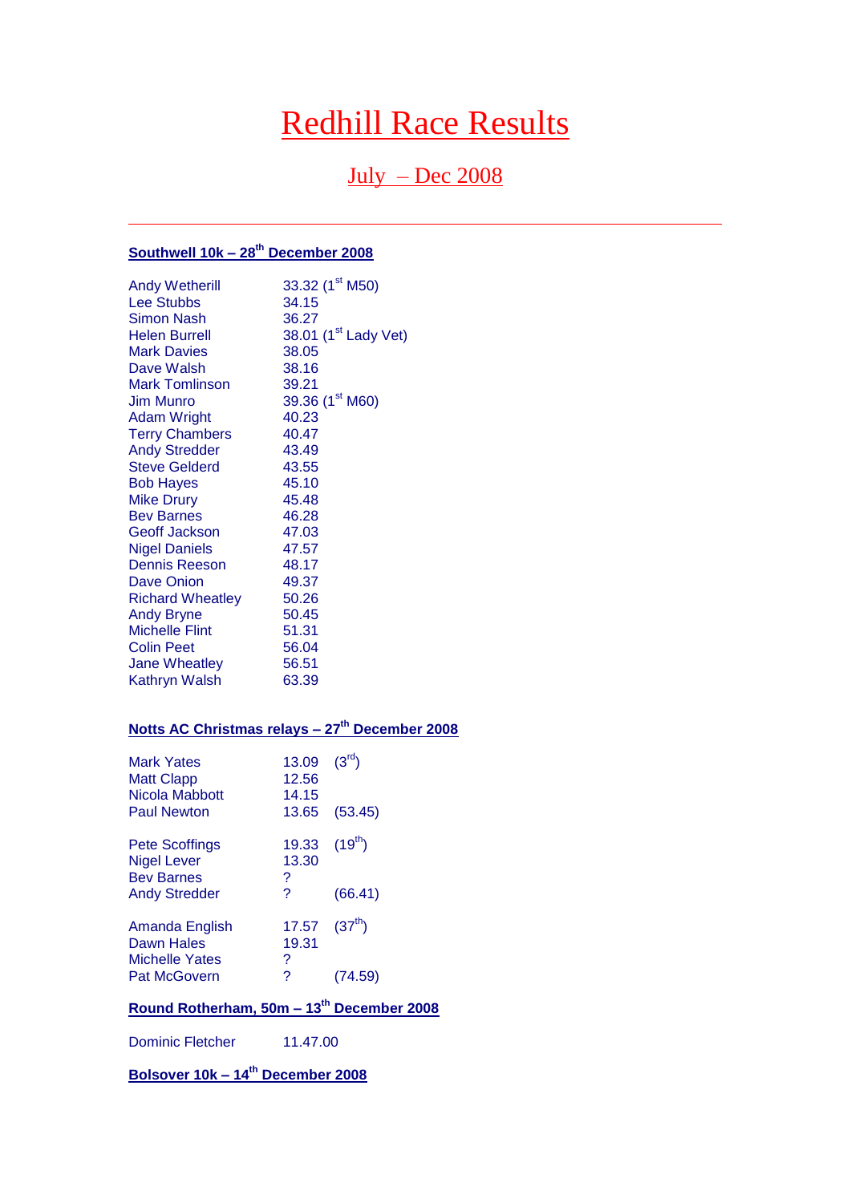# Redhill Race Results

## July – Dec 2008

---

### Southwell 10k – 28th December 2008

| | |
|---|---|
| Andy Wetherill | 33.32 (1st M50) |
| Lee Stubbs | 34.15 |
| Simon Nash | 36.27 |
| Helen Burrell | 38.01 (1st Lady Vet) |
| Mark Davies | 38.05 |
| Dave Walsh | 38.16 |
| Mark Tomlinson | 39.21 |
| Jim Munro | 39.36 (1st M60) |
| Adam Wright | 40.23 |
| Terry Chambers | 40.47 |
| Andy Stredder | 43.49 |
| Steve Gelderd | 43.55 |
| Bob Hayes | 45.10 |
| Mike Drury | 45.48 |
| Bev Barnes | 46.28 |
| Geoff Jackson | 47.03 |
| Nigel Daniels | 47.57 |
| Dennis Reeson | 48.17 |
| Dave Onion | 49.37 |
| Richard Wheatley | 50.26 |
| Andy Bryne | 50.45 |
| Michelle Flint | 51.31 |
| Colin Peet | 56.04 |
| Jane Wheatley | 56.51 |
| Kathryn Walsh | 63.39 |

### Notts AC Christmas relays – 27th December 2008

| | | |
|---|---|---|
| Mark Yates | 13.09 | (3rd) |
| Matt Clapp | 12.56 | |
| Nicola Mabbott | 14.15 | |
| Paul Newton | 13.65 | (53.45) |
| | | |
| Pete Scoffings | 19.33 | (19th) |
| Nigel Lever | 13.30 | |
| Bev Barnes | ? | |
| Andy Stredder | ? | (66.41) |
| | | |
| Amanda English | 17.57 | (37th) |
| Dawn Hales | 19.31 | |
| Michelle Yates | ? | |
| Pat McGovern | ? | (74.59) |

### Round Rotherham, 50m – 13th December 2008

| | |
|---|---|
| Dominic Fletcher | 11.47.00 |

### Bolsover 10k – 14th December 2008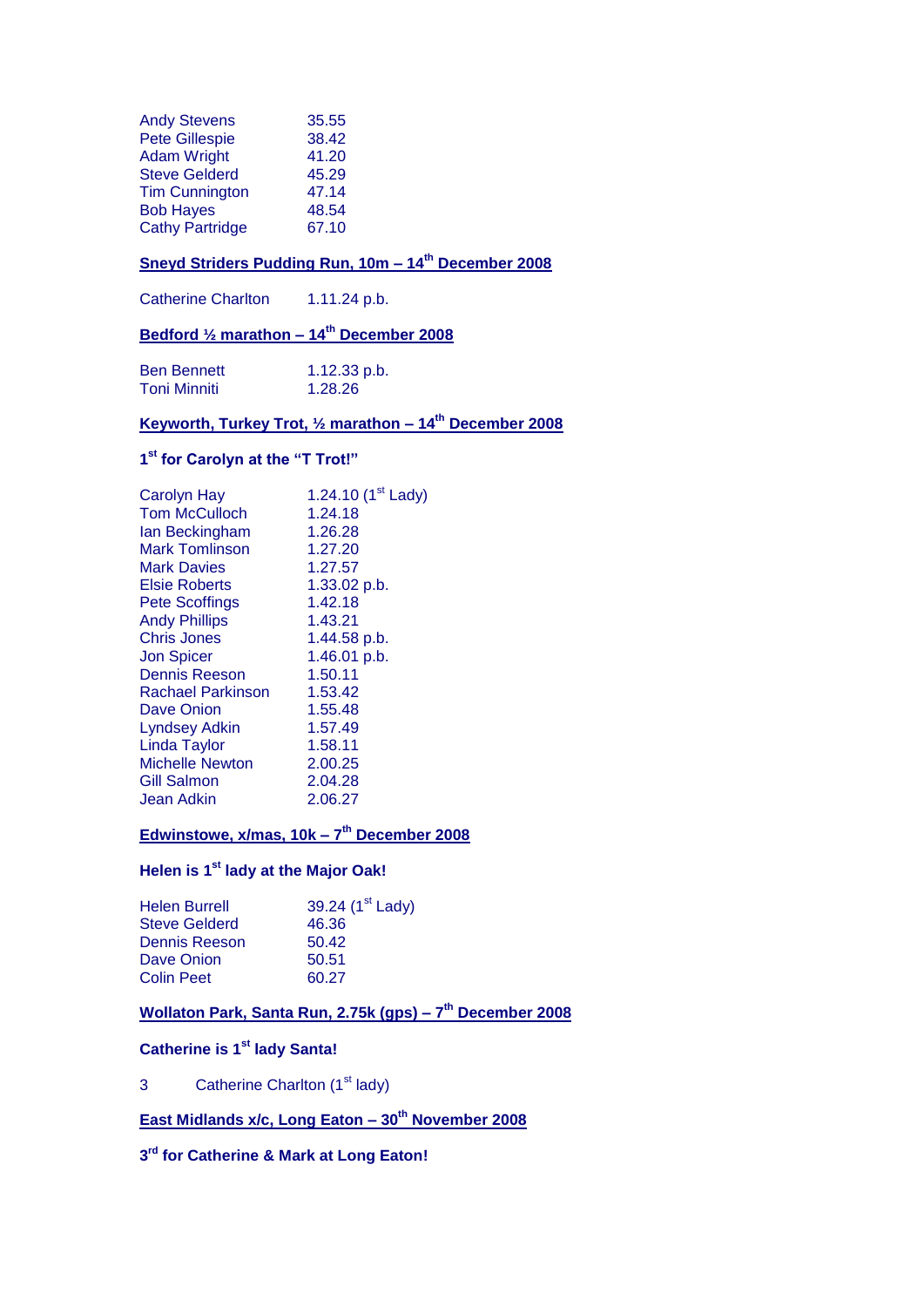| | |
|---|---|
| Andy Stevens | 35.55 |
| Pete Gillespie | 38.42 |
| Adam Wright | 41.20 |
| Steve Gelderd | 45.29 |
| Tim Cunnington | 47.14 |
| Bob Hayes | 48.54 |
| Cathy Partridge | 67.10 |

## Sneyd Striders Pudding Run, 10m – 14th December 2008

| | |
|---|---|
| Catherine Charlton | 1.11.24 p.b. |

## Bedford ½ marathon – 14th December 2008

| | |
|---|---|
| Ben Bennett | 1.12.33 p.b. |
| Toni Minniti | 1.28.26 |

## Keyworth, Turkey Trot, ½ marathon – 14th December 2008

**1st for Carolyn at the "T Trot!"**

| | |
|---|---|
| Carolyn Hay | 1.24.10 (1st Lady) |
| Tom McCulloch | 1.24.18 |
| Ian Beckingham | 1.26.28 |
| Mark Tomlinson | 1.27.20 |
| Mark Davies | 1.27.57 |
| Elsie Roberts | 1.33.02 p.b. |
| Pete Scoffings | 1.42.18 |
| Andy Phillips | 1.43.21 |
| Chris Jones | 1.44.58 p.b. |
| Jon Spicer | 1.46.01 p.b. |
| Dennis Reeson | 1.50.11 |
| Rachael Parkinson | 1.53.42 |
| Dave Onion | 1.55.48 |
| Lyndsey Adkin | 1.57.49 |
| Linda Taylor | 1.58.11 |
| Michelle Newton | 2.00.25 |
| Gill Salmon | 2.04.28 |
| Jean Adkin | 2.06.27 |

## Edwinstowe, x/mas, 10k – 7th December 2008

**Helen is 1st lady at the Major Oak!**

| | |
|---|---|
| Helen Burrell | 39.24 (1st Lady) |
| Steve Gelderd | 46.36 |
| Dennis Reeson | 50.42 |
| Dave Onion | 50.51 |
| Colin Peet | 60.27 |

## Wollaton Park, Santa Run, 2.75k (gps) – 7th December 2008

**Catherine is 1st lady Santa!**

| | |
|---|---|
| 3 | Catherine Charlton (1st lady) |

## East Midlands x/c, Long Eaton – 30th November 2008

**3rd for Catherine & Mark at Long Eaton!**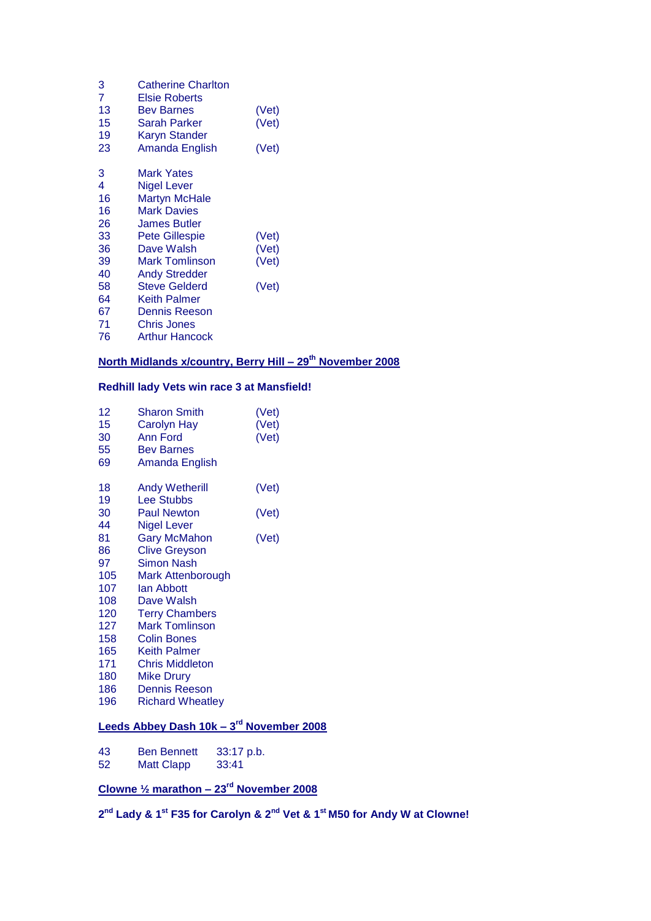| | | |
|---|---|---|
| 3 | Catherine Charlton | |
| 7 | Elsie Roberts | |
| 13 | Bev Barnes | (Vet) |
| 15 | Sarah Parker | (Vet) |
| 19 | Karyn Stander | |
| 23 | Amanda English | (Vet) |

| | | |
|---|---|---|
| 3 | Mark Yates | |
| 4 | Nigel Lever | |
| 16 | Martyn McHale | |
| 16 | Mark Davies | |
| 26 | James Butler | |
| 33 | Pete Gillespie | (Vet) |
| 36 | Dave Walsh | (Vet) |
| 39 | Mark Tomlinson | (Vet) |
| 40 | Andy Stredder | |
| 58 | Steve Gelderd | (Vet) |
| 64 | Keith Palmer | |
| 67 | Dennis Reeson | |
| 71 | Chris Jones | |
| 76 | Arthur Hancock | |

**North Midlands x/country, Berry Hill – 29th November 2008**

**Redhill lady Vets win race 3 at Mansfield!**

| | | |
|---|---|---|
| 12 | Sharon Smith | (Vet) |
| 15 | Carolyn Hay | (Vet) |
| 30 | Ann Ford | (Vet) |
| 55 | Bev Barnes | |
| 69 | Amanda English | |

| | | |
|---|---|---|
| 18 | Andy Wetherill | (Vet) |
| 19 | Lee Stubbs | |
| 30 | Paul Newton | (Vet) |
| 44 | Nigel Lever | |
| 81 | Gary McMahon | (Vet) |
| 86 | Clive Greyson | |
| 97 | Simon Nash | |
| 105 | Mark Attenborough | |
| 107 | Ian Abbott | |
| 108 | Dave Walsh | |
| 120 | Terry Chambers | |
| 127 | Mark Tomlinson | |
| 158 | Colin Bones | |
| 165 | Keith Palmer | |
| 171 | Chris Middleton | |
| 180 | Mike Drury | |
| 186 | Dennis Reeson | |
| 196 | Richard Wheatley | |

**Leeds Abbey Dash 10k – 3rd November 2008**

| | | |
|---|---|---|
| 43 | Ben Bennett | 33:17 p.b. |
| 52 | Matt Clapp | 33:41 |

**Clowne ½ marathon – 23rd November 2008**

**2nd Lady & 1st F35 for Carolyn & 2nd Vet & 1st M50 for Andy W at Clowne!**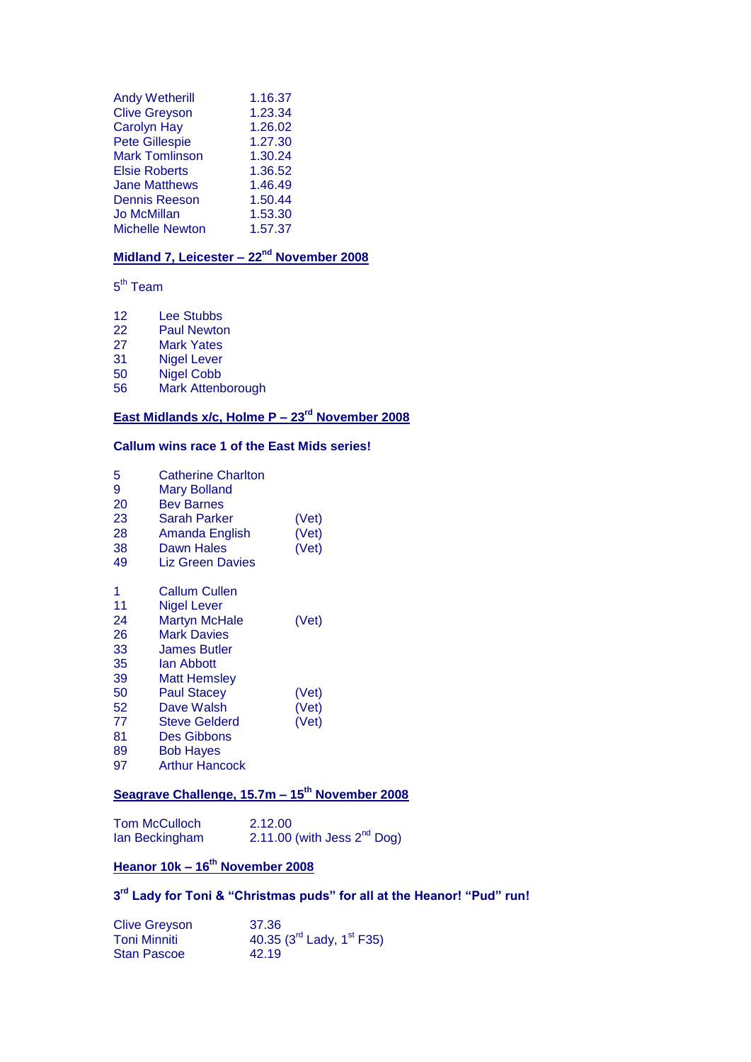| | |
|---|---|
| Andy Wetherill | 1.16.37 |
| Clive Greyson | 1.23.34 |
| Carolyn Hay | 1.26.02 |
| Pete Gillespie | 1.27.30 |
| Mark Tomlinson | 1.30.24 |
| Elsie Roberts | 1.36.52 |
| Jane Matthews | 1.46.49 |
| Dennis Reeson | 1.50.44 |
| Jo McMillan | 1.53.30 |
| Michelle Newton | 1.57.37 |

**Midland 7, Leicester – 22nd November 2008**

5th Team

| | |
|---|---|
| 12 | Lee Stubbs |
| 22 | Paul Newton |
| 27 | Mark Yates |
| 31 | Nigel Lever |
| 50 | Nigel Cobb |
| 56 | Mark Attenborough |

**East Midlands x/c, Holme P – 23rd November 2008**

**Callum wins race 1 of the East Mids series!**

| | | |
|---|---|---|
| 5 | Catherine Charlton | |
| 9 | Mary Bolland | |
| 20 | Bev Barnes | |
| 23 | Sarah Parker | (Vet) |
| 28 | Amanda English | (Vet) |
| 38 | Dawn Hales | (Vet) |
| 49 | Liz Green Davies | |

| | | |
|---|---|---|
| 1 | Callum Cullen | |
| 11 | Nigel Lever | |
| 24 | Martyn McHale | (Vet) |
| 26 | Mark Davies | |
| 33 | James Butler | |
| 35 | Ian Abbott | |
| 39 | Matt Hemsley | |
| 50 | Paul Stacey | (Vet) |
| 52 | Dave Walsh | (Vet) |
| 77 | Steve Gelderd | (Vet) |
| 81 | Des Gibbons | |
| 89 | Bob Hayes | |
| 97 | Arthur Hancock | |

**Seagrave Challenge, 15.7m – 15th November 2008**

| | |
|---|---|
| Tom McCulloch | 2.12.00 |
| Ian Beckingham | 2.11.00 (with Jess 2nd Dog) |

**Heanor 10k – 16th November 2008**

**3rd Lady for Toni & "Christmas puds" for all at the Heanor! "Pud" run!**

| | |
|---|---|
| Clive Greyson | 37.36 |
| Toni Minniti | 40.35 (3rd Lady, 1st F35) |
| Stan Pascoe | 42.19 |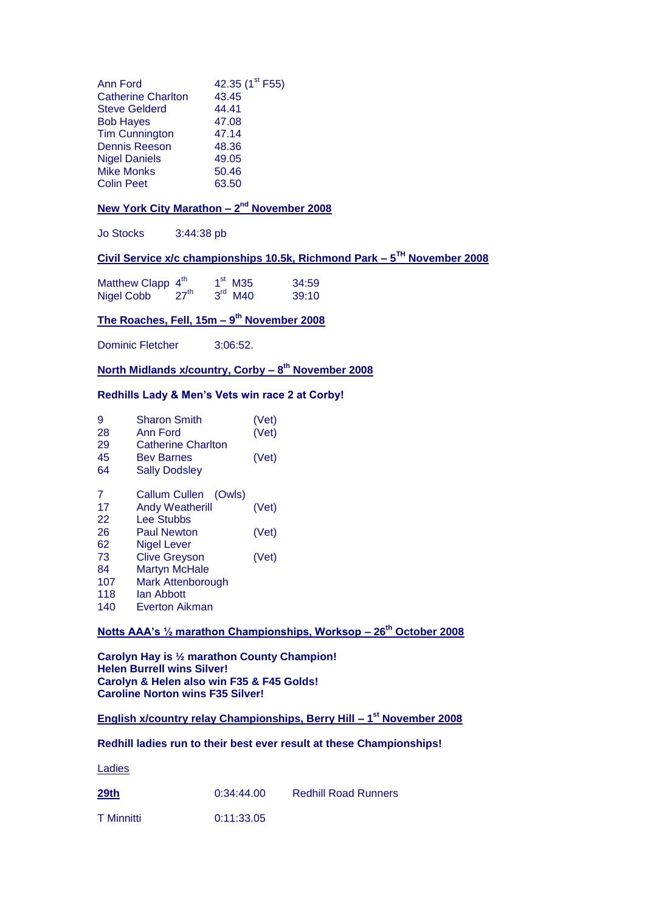| | |
|---|---|
| Ann Ford | 42.35 (1st F55) |
| Catherine Charlton | 43.45 |
| Steve Gelderd | 44.41 |
| Bob Hayes | 47.08 |
| Tim Cunnington | 47.14 |
| Dennis Reeson | 48.36 |
| Nigel Daniels | 49.05 |
| Mike Monks | 50.46 |
| Colin Peet | 63.50 |

**New York City Marathon – 2nd November 2008**

Jo Stocks 3:44:38 pb

**Civil Service x/c championships 10.5k, Richmond Park – 5TH November 2008**

| | | | |
|---|---|---|---|
| Matthew Clapp | 4th | 1st M35 | 34:59 |
| Nigel Cobb | 27th | 3rd M40 | 39:10 |

**The Roaches, Fell, 15m – 9th November 2008**

Dominic Fletcher 3:06:52.

**North Midlands x/country, Corby – 8th November 2008**

**Redhills Lady & Men's Vets win race 2 at Corby!**

| | | |
|---|---|---|
| 9 | Sharon Smith | (Vet) |
| 28 | Ann Ford | (Vet) |
| 29 | Catherine Charlton | |
| 45 | Bev Barnes | (Vet) |
| 64 | Sally Dodsley | |

| | | |
|---|---|---|
| 7 | Callum Cullen (Owls) | |
| 17 | Andy Weatherill | (Vet) |
| 22 | Lee Stubbs | |
| 26 | Paul Newton | (Vet) |
| 62 | Nigel Lever | |
| 73 | Clive Greyson | (Vet) |
| 84 | Martyn McHale | |
| 107 | Mark Attenborough | |
| 118 | Ian Abbott | |
| 140 | Everton Aikman | |

**Notts AAA's ½ marathon Championships, Worksop – 26th October 2008**

**Carolyn Hay is ½ marathon County Champion!**
**Helen Burrell wins Silver!**
**Carolyn & Helen also win F35 & F45 Golds!**
**Caroline Norton wins F35 Silver!**

**English x/country relay Championships, Berry Hill – 1st November 2008**

**Redhill ladies run to their best ever result at these Championships!**

Ladies

| | | |
|---|---|---|
| **29th** | 0:34:44.00 | Redhill Road Runners |
| T Minnitti | 0:11:33.05 | |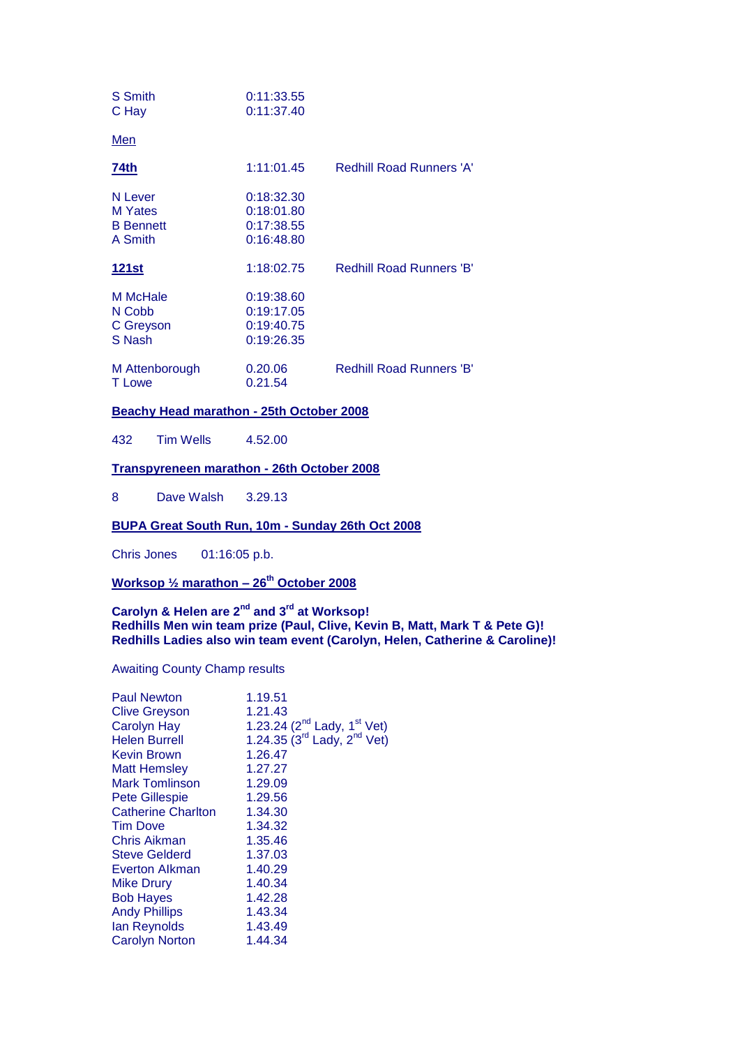| | |
|---|---|
| S Smith | 0:11:33.55 |
| C Hay | 0:11:37.40 |

Men

| | | |
|---|---|---|
| **74th** | 1:11:01.45 | Redhill Road Runners 'A' |
| N Lever | 0:18:32.30 | |
| M Yates | 0:18:01.80 | |
| B Bennett | 0:17:38.55 | |
| A Smith | 0:16:48.80 | |
| **121st** | 1:18:02.75 | Redhill Road Runners 'B' |
| M McHale | 0:19:38.60 | |
| N Cobb | 0:19:17.05 | |
| C Greyson | 0:19:40.75 | |
| S Nash | 0:19:26.35 | |
| M Attenborough | 0.20.06 | Redhill Road Runners 'B' |
| T Lowe | 0.21.54 | |

**Beachy Head marathon - 25th October 2008**

432 Tim Wells 4.52.00

**Transpyreneen marathon - 26th October 2008**

8 Dave Walsh 3.29.13

**BUPA Great South Run, 10m - Sunday 26th Oct 2008**

Chris Jones 01:16:05 p.b.

**Worksop ½ marathon – 26th October 2008**

**Carolyn & Helen are 2nd and 3rd at Worksop!**
**Redhills Men win team prize (Paul, Clive, Kevin B, Matt, Mark T & Pete G)!**
**Redhills Ladies also win team event (Carolyn, Helen, Catherine & Caroline)!**

Awaiting County Champ results

| | |
|---|---|
| Paul Newton | 1.19.51 |
| Clive Greyson | 1.21.43 |
| Carolyn Hay | 1.23.24 (2nd Lady, 1st Vet) |
| Helen Burrell | 1.24.35 (3rd Lady, 2nd Vet) |
| Kevin Brown | 1.26.47 |
| Matt Hemsley | 1.27.27 |
| Mark Tomlinson | 1.29.09 |
| Pete Gillespie | 1.29.56 |
| Catherine Charlton | 1.34.30 |
| Tim Dove | 1.34.32 |
| Chris Aikman | 1.35.46 |
| Steve Gelderd | 1.37.03 |
| Everton Alkman | 1.40.29 |
| Mike Drury | 1.40.34 |
| Bob Hayes | 1.42.28 |
| Andy Phillips | 1.43.34 |
| Ian Reynolds | 1.43.49 |
| Carolyn Norton | 1.44.34 |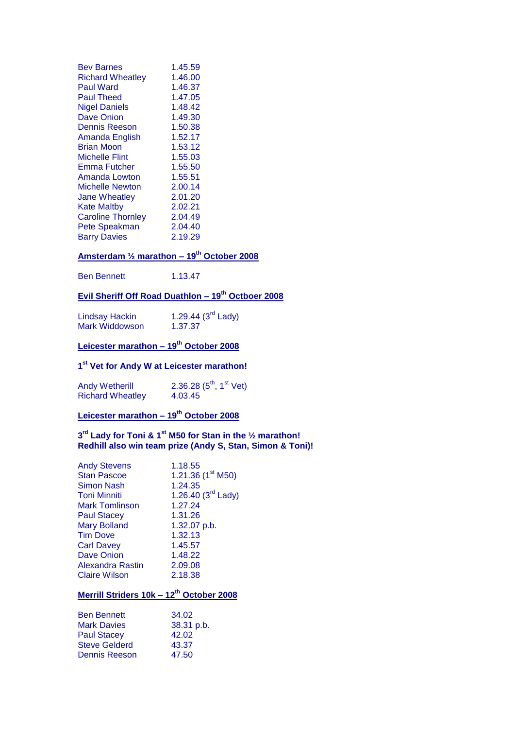| | |
|---|---|
| Bev Barnes | 1.45.59 |
| Richard Wheatley | 1.46.00 |
| Paul Ward | 1.46.37 |
| Paul Theed | 1.47.05 |
| Nigel Daniels | 1.48.42 |
| Dave Onion | 1.49.30 |
| Dennis Reeson | 1.50.38 |
| Amanda English | 1.52.17 |
| Brian Moon | 1.53.12 |
| Michelle Flint | 1.55.03 |
| Emma Futcher | 1.55.50 |
| Amanda Lowton | 1.55.51 |
| Michelle Newton | 2.00.14 |
| Jane Wheatley | 2.01.20 |
| Kate Maltby | 2.02.21 |
| Caroline Thornley | 2.04.49 |
| Pete Speakman | 2.04.40 |
| Barry Davies | 2.19.29 |

**Amsterdam ½ marathon – 19th October 2008**

| | |
|---|---|
| Ben Bennett | 1.13.47 |

**Evil Sheriff Off Road Duathlon – 19th Octboer 2008**

| | |
|---|---|
| Lindsay Hackin | 1.29.44 (3rd Lady) |
| Mark Widdowson | 1.37.37 |

**Leicester marathon – 19th October 2008**

**1st Vet for Andy W at Leicester marathon!**

| | |
|---|---|
| Andy Wetherill | 2.36.28 (5th, 1st Vet) |
| Richard Wheatley | 4.03.45 |

**Leicester marathon – 19th October 2008**

**3rd Lady for Toni & 1st M50 for Stan in the ½ marathon!**
**Redhill also win team prize (Andy S, Stan, Simon & Toni)!**

| | |
|---|---|
| Andy Stevens | 1.18.55 |
| Stan Pascoe | 1.21.36 (1st M50) |
| Simon Nash | 1.24.35 |
| Toni Minniti | 1.26.40 (3rd Lady) |
| Mark Tomlinson | 1.27.24 |
| Paul Stacey | 1.31.26 |
| Mary Bolland | 1.32.07 p.b. |
| Tim Dove | 1.32.13 |
| Carl Davey | 1.45.57 |
| Dave Onion | 1.48.22 |
| Alexandra Rastin | 2.09.08 |
| Claire Wilson | 2.18.38 |

**Merrill Striders 10k – 12th October 2008**

| | |
|---|---|
| Ben Bennett | 34.02 |
| Mark Davies | 38.31 p.b. |
| Paul Stacey | 42.02 |
| Steve Gelderd | 43.37 |
| Dennis Reeson | 47.50 |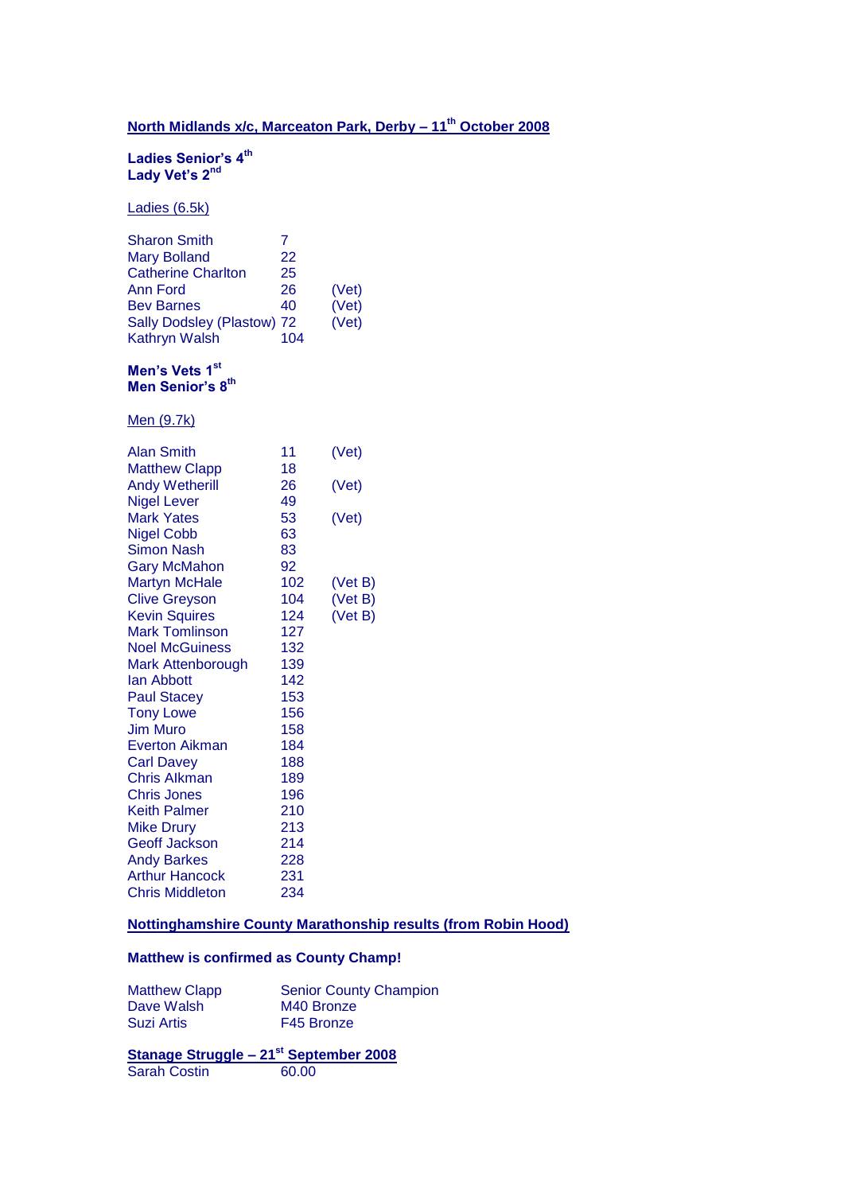## North Midlands x/c, Marceaton Park, Derby – 11th October 2008

**Ladies Senior's 4th**
**Lady Vet's 2nd**

Ladies (6.5k)

| | | |
|---|---|---|
| Sharon Smith | 7 | |
| Mary Bolland | 22 | |
| Catherine Charlton | 25 | |
| Ann Ford | 26 | (Vet) |
| Bev Barnes | 40 | (Vet) |
| Sally Dodsley (Plastow) | 72 | (Vet) |
| Kathryn Walsh | 104 | |

**Men's Vets 1st**
**Men Senior's 8th**

Men (9.7k)

| | | |
|---|---|---|
| Alan Smith | 11 | (Vet) |
| Matthew Clapp | 18 | |
| Andy Wetherill | 26 | (Vet) |
| Nigel Lever | 49 | |
| Mark Yates | 53 | (Vet) |
| Nigel Cobb | 63 | |
| Simon Nash | 83 | |
| Gary McMahon | 92 | |
| Martyn McHale | 102 | (Vet B) |
| Clive Greyson | 104 | (Vet B) |
| Kevin Squires | 124 | (Vet B) |
| Mark Tomlinson | 127 | |
| Noel McGuiness | 132 | |
| Mark Attenborough | 139 | |
| Ian Abbott | 142 | |
| Paul Stacey | 153 | |
| Tony Lowe | 156 | |
| Jim Muro | 158 | |
| Everton Aikman | 184 | |
| Carl Davey | 188 | |
| Chris Alkman | 189 | |
| Chris Jones | 196 | |
| Keith Palmer | 210 | |
| Mike Drury | 213 | |
| Geoff Jackson | 214 | |
| Andy Barkes | 228 | |
| Arthur Hancock | 231 | |
| Chris Middleton | 234 | |

## Nottinghamshire County Marathonship results (from Robin Hood)

**Matthew is confirmed as County Champ!**

| | |
|---|---|
| Matthew Clapp | Senior County Champion |
| Dave Walsh | M40 Bronze |
| Suzi Artis | F45 Bronze |

## Stanage Struggle – 21st September 2008

| | |
|---|---|
| Sarah Costin | 60.00 |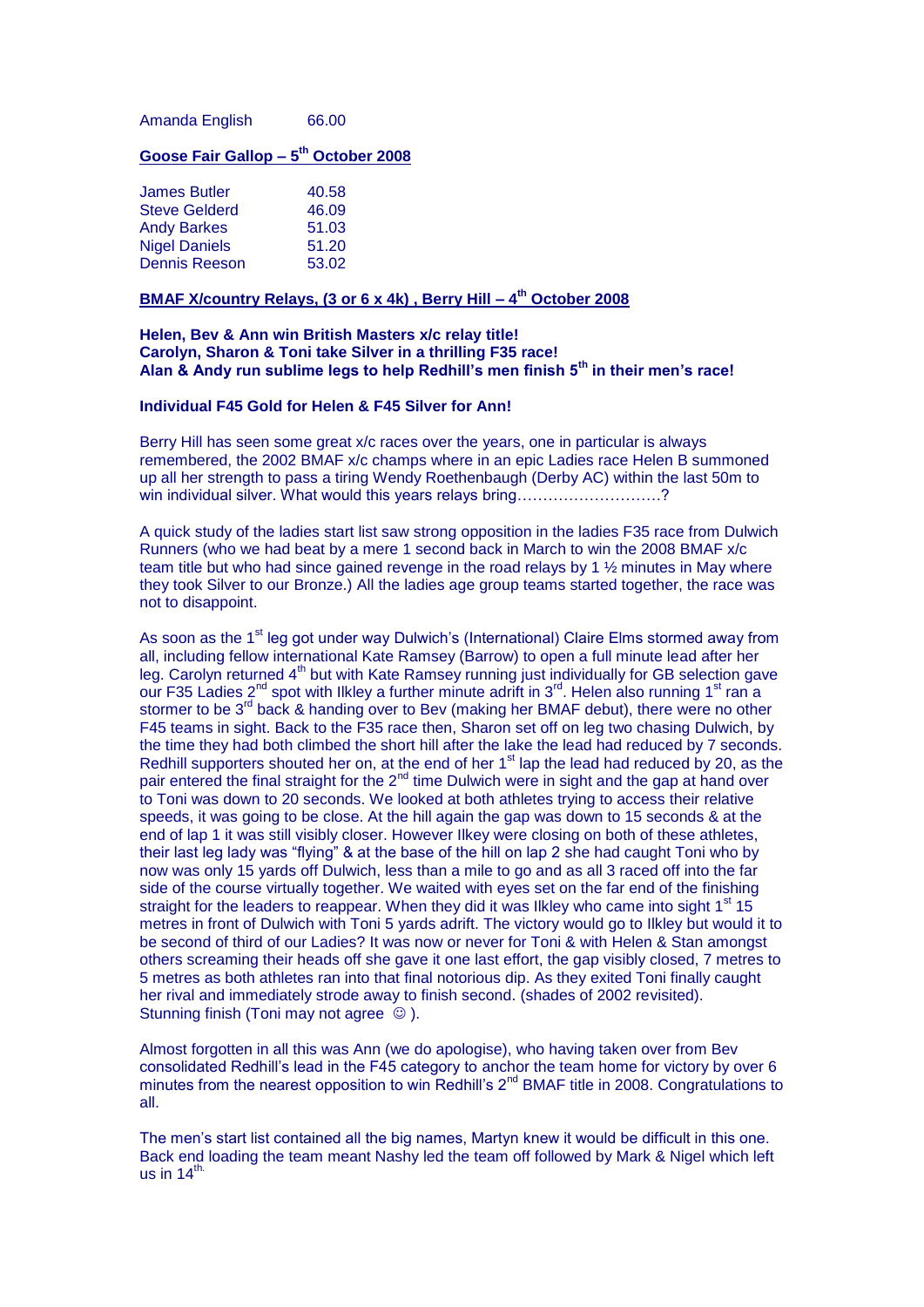| | |
|---|---|
| Amanda English | 66.00 |

## Goose Fair Gallop – 5th October 2008

| | |
|---|---|
| James Butler | 40.58 |
| Steve Gelderd | 46.09 |
| Andy Barkes | 51.03 |
| Nigel Daniels | 51.20 |
| Dennis Reeson | 53.02 |

## BMAF X/country Relays, (3 or 6 x 4k) , Berry Hill – 4th October 2008

**Helen, Bev & Ann win British Masters x/c relay title!**
**Carolyn, Sharon & Toni take Silver in a thrilling F35 race!**
**Alan & Andy run sublime legs to help Redhill's men finish 5th in their men's race!**

**Individual F45 Gold for Helen & F45 Silver for Ann!**

Berry Hill has seen some great x/c races over the years, one in particular is always remembered, the 2002 BMAF x/c champs where in an epic Ladies race Helen B summoned up all her strength to pass a tiring Wendy Roethenbaugh (Derby AC) within the last 50m to win individual silver. What would this years relays bring……………………….?

A quick study of the ladies start list saw strong opposition in the ladies F35 race from Dulwich Runners (who we had beat by a mere 1 second back in March to win the 2008 BMAF x/c team title but who had since gained revenge in the road relays by 1 ½ minutes in May where they took Silver to our Bronze.) All the ladies age group teams started together, the race was not to disappoint.

As soon as the 1st leg got under way Dulwich's (International) Claire Elms stormed away from all, including fellow international Kate Ramsey (Barrow) to open a full minute lead after her leg. Carolyn returned 4th but with Kate Ramsey running just individually for GB selection gave our F35 Ladies 2nd spot with Ilkley a further minute adrift in 3rd. Helen also running 1st ran a stormer to be 3rd back & handing over to Bev (making her BMAF debut), there were no other F45 teams in sight. Back to the F35 race then, Sharon set off on leg two chasing Dulwich, by the time they had both climbed the short hill after the lake the lead had reduced by 7 seconds. Redhill supporters shouted her on, at the end of her 1st lap the lead had reduced by 20, as the pair entered the final straight for the 2nd time Dulwich were in sight and the gap at hand over to Toni was down to 20 seconds. We looked at both athletes trying to access their relative speeds, it was going to be close. At the hill again the gap was down to 15 seconds & at the end of lap 1 it was still visibly closer. However Ilkey were closing on both of these athletes, their last leg lady was "flying" & at the base of the hill on lap 2 she had caught Toni who by now was only 15 yards off Dulwich, less than a mile to go and as all 3 raced off into the far side of the course virtually together. We waited with eyes set on the far end of the finishing straight for the leaders to reappear. When they did it was Ilkley who came into sight 1st 15 metres in front of Dulwich with Toni 5 yards adrift. The victory would go to Ilkley but would it to be second of third of our Ladies? It was now or never for Toni & with Helen & Stan amongst others screaming their heads off she gave it one last effort, the gap visibly closed, 7 metres to 5 metres as both athletes ran into that final notorious dip. As they exited Toni finally caught her rival and immediately strode away to finish second. (shades of 2002 revisited). Stunning finish (Toni may not agree ☺ ).

Almost forgotten in all this was Ann (we do apologise), who having taken over from Bev consolidated Redhill's lead in the F45 category to anchor the team home for victory by over 6 minutes from the nearest opposition to win Redhill's 2nd BMAF title in 2008. Congratulations to all.

The men's start list contained all the big names, Martyn knew it would be difficult in this one. Back end loading the team meant Nashy led the team off followed by Mark & Nigel which left us in 14th.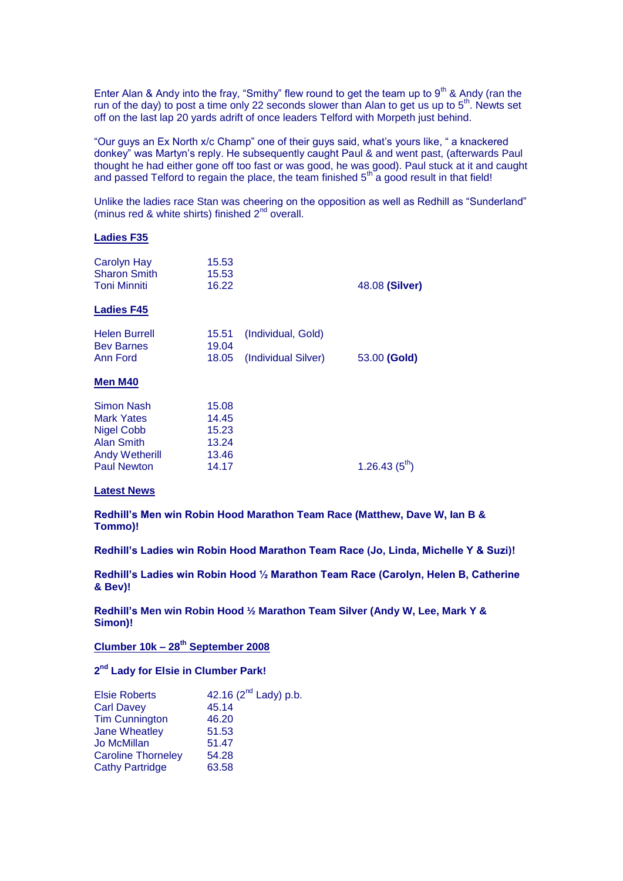Enter Alan & Andy into the fray, "Smithy" flew round to get the team up to 9th & Andy (ran the run of the day) to post a time only 22 seconds slower than Alan to get us up to 5th. Newts set off on the last lap 20 yards adrift of once leaders Telford with Morpeth just behind.

"Our guys an Ex North x/c Champ" one of their guys said, what's yours like, " a knackered donkey" was Martyn's reply. He subsequently caught Paul & and went past, (afterwards Paul thought he had either gone off too fast or was good, he was good). Paul stuck at it and caught and passed Telford to regain the place, the team finished 5th a good result in that field!

Unlike the ladies race Stan was cheering on the opposition as well as Redhill as "Sunderland" (minus red & white shirts) finished 2nd overall.

**Ladies F35**

| | | | |
|---|---|---|---|
| Carolyn Hay | 15.53 | | |
| Sharon Smith | 15.53 | | |
| Toni Minniti | 16.22 | | 48.08 **(Silver)** |

**Ladies F45**

| | | | |
|---|---|---|---|
| Helen Burrell | 15.51 | (Individual, Gold) | |
| Bev Barnes | 19.04 | | |
| Ann Ford | 18.05 | (Individual Silver) | 53.00 **(Gold)** |

**Men M40**

| | | |
|---|---|---|
| Simon Nash | 15.08 | |
| Mark Yates | 14.45 | |
| Nigel Cobb | 15.23 | |
| Alan Smith | 13.24 | |
| Andy Wetherill | 13.46 | |
| Paul Newton | 14.17 | 1.26.43 (5th) |

**Latest News**

**Redhill's Men win Robin Hood Marathon Team Race (Matthew, Dave W, Ian B & Tommo)!**

**Redhill's Ladies win Robin Hood Marathon Team Race (Jo, Linda, Michelle Y & Suzi)!**

**Redhill's Ladies win Robin Hood ½ Marathon Team Race (Carolyn, Helen B, Catherine & Bev)!**

**Redhill's Men win Robin Hood ½ Marathon Team Silver (Andy W, Lee, Mark Y & Simon)!**

**Clumber 10k – 28th September 2008**

**2nd Lady for Elsie in Clumber Park!**

| | |
|---|---|
| Elsie Roberts | 42.16 (2nd Lady) p.b. |
| Carl Davey | 45.14 |
| Tim Cunnington | 46.20 |
| Jane Wheatley | 51.53 |
| Jo McMillan | 51.47 |
| Caroline Thorneley | 54.28 |
| Cathy Partridge | 63.58 |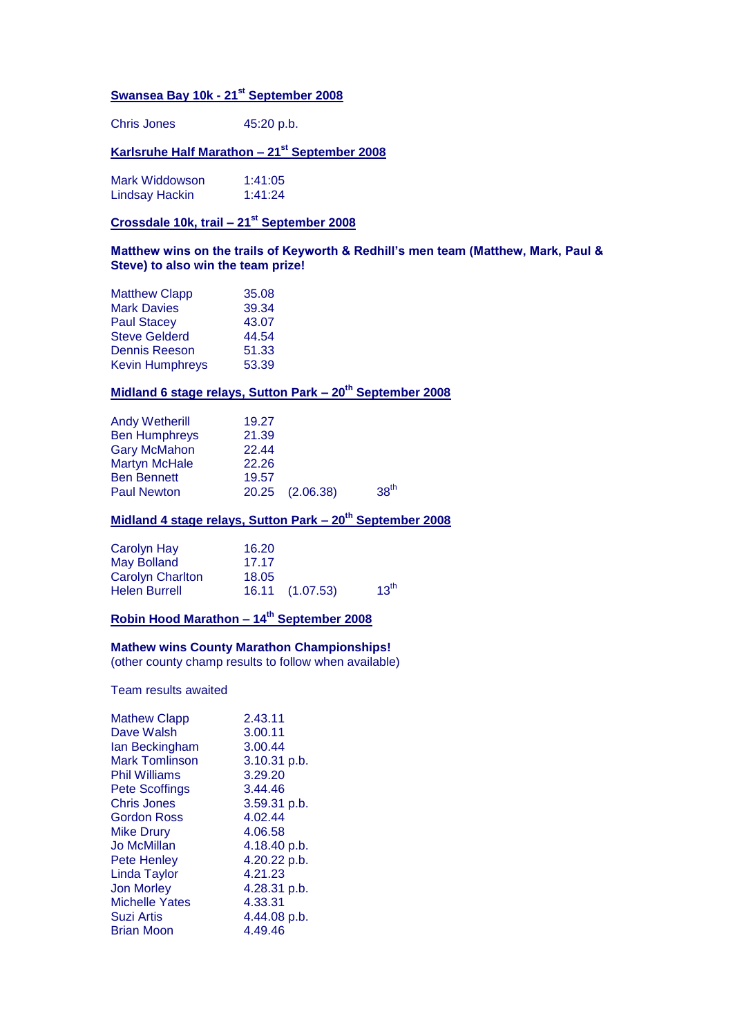**Swansea Bay 10k - 21st September 2008**

| | |
|---|---|
| Chris Jones | 45:20 p.b. |

**Karlsruhe Half Marathon – 21st September 2008**

| | |
|---|---|
| Mark Widdowson | 1:41:05 |
| Lindsay Hackin | 1:41:24 |

**Crossdale 10k, trail – 21st September 2008**

**Matthew wins on the trails of Keyworth & Redhill's men team (Matthew, Mark, Paul & Steve) to also win the team prize!**

| | |
|---|---|
| Matthew Clapp | 35.08 |
| Mark Davies | 39.34 |
| Paul Stacey | 43.07 |
| Steve Gelderd | 44.54 |
| Dennis Reeson | 51.33 |
| Kevin Humphreys | 53.39 |

**Midland 6 stage relays, Sutton Park – 20th September 2008**

| | | | |
|---|---|---|---|
| Andy Wetherill | 19.27 | | |
| Ben Humphreys | 21.39 | | |
| Gary McMahon | 22.44 | | |
| Martyn McHale | 22.26 | | |
| Ben Bennett | 19.57 | | |
| Paul Newton | 20.25 | (2.06.38) | 38th |

**Midland 4 stage relays, Sutton Park – 20th September 2008**

| | | | |
|---|---|---|---|
| Carolyn Hay | 16.20 | | |
| May Bolland | 17.17 | | |
| Carolyn Charlton | 18.05 | | |
| Helen Burrell | 16.11 | (1.07.53) | 13th |

**Robin Hood Marathon – 14th September 2008**

**Mathew wins County Marathon Championships!**
(other county champ results to follow when available)

Team results awaited

| | |
|---|---|
| Mathew Clapp | 2.43.11 |
| Dave Walsh | 3.00.11 |
| Ian Beckingham | 3.00.44 |
| Mark Tomlinson | 3.10.31 p.b. |
| Phil Williams | 3.29.20 |
| Pete Scoffings | 3.44.46 |
| Chris Jones | 3.59.31 p.b. |
| Gordon Ross | 4.02.44 |
| Mike Drury | 4.06.58 |
| Jo McMillan | 4.18.40 p.b. |
| Pete Henley | 4.20.22 p.b. |
| Linda Taylor | 4.21.23 |
| Jon Morley | 4.28.31 p.b. |
| Michelle Yates | 4.33.31 |
| Suzi Artis | 4.44.08 p.b. |
| Brian Moon | 4.49.46 |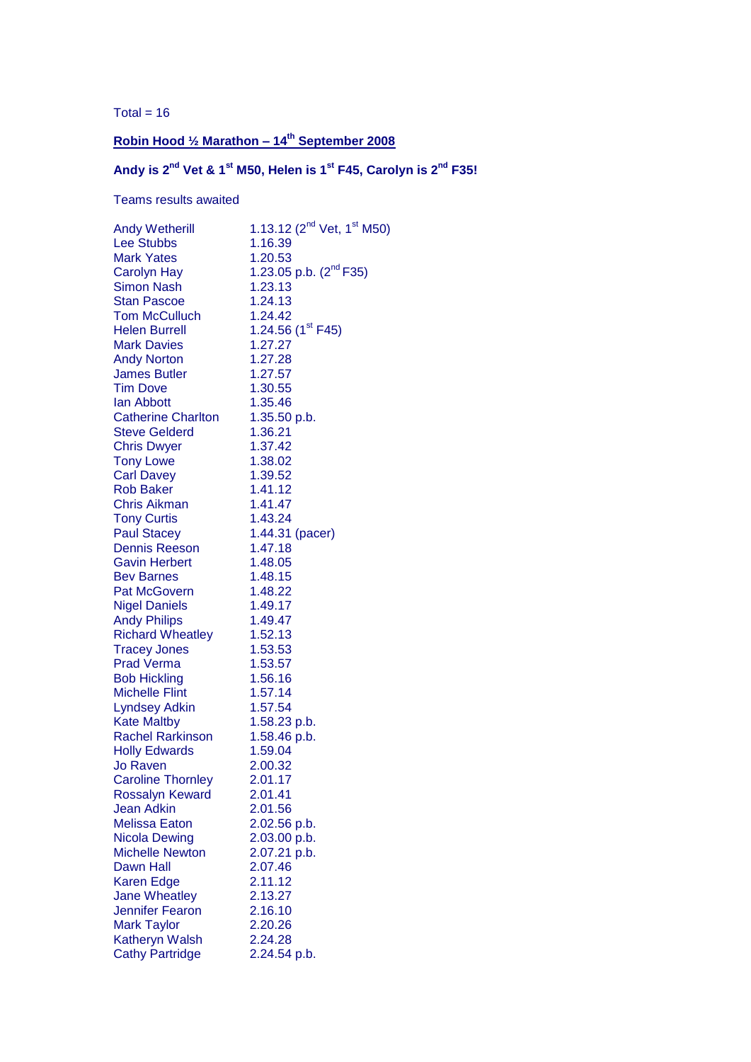Total = 16

## Robin Hood ½ Marathon – 14th September 2008

### Andy is 2nd Vet & 1st M50, Helen is 1st F45, Carolyn is 2nd F35!

Teams results awaited

| | |
|---|---|
| Andy Wetherill | 1.13.12 (2nd Vet, 1st M50) |
| Lee Stubbs | 1.16.39 |
| Mark Yates | 1.20.53 |
| Carolyn Hay | 1.23.05 p.b. (2nd F35) |
| Simon Nash | 1.23.13 |
| Stan Pascoe | 1.24.13 |
| Tom McCulluch | 1.24.42 |
| Helen Burrell | 1.24.56 (1st F45) |
| Mark Davies | 1.27.27 |
| Andy Norton | 1.27.28 |
| James Butler | 1.27.57 |
| Tim Dove | 1.30.55 |
| Ian Abbott | 1.35.46 |
| Catherine Charlton | 1.35.50 p.b. |
| Steve Gelderd | 1.36.21 |
| Chris Dwyer | 1.37.42 |
| Tony Lowe | 1.38.02 |
| Carl Davey | 1.39.52 |
| Rob Baker | 1.41.12 |
| Chris Aikman | 1.41.47 |
| Tony Curtis | 1.43.24 |
| Paul Stacey | 1.44.31 (pacer) |
| Dennis Reeson | 1.47.18 |
| Gavin Herbert | 1.48.05 |
| Bev Barnes | 1.48.15 |
| Pat McGovern | 1.48.22 |
| Nigel Daniels | 1.49.17 |
| Andy Philips | 1.49.47 |
| Richard Wheatley | 1.52.13 |
| Tracey Jones | 1.53.53 |
| Prad Verma | 1.53.57 |
| Bob Hickling | 1.56.16 |
| Michelle Flint | 1.57.14 |
| Lyndsey Adkin | 1.57.54 |
| Kate Maltby | 1.58.23 p.b. |
| Rachel Rarkinson | 1.58.46 p.b. |
| Holly Edwards | 1.59.04 |
| Jo Raven | 2.00.32 |
| Caroline Thornley | 2.01.17 |
| Rossalyn Keward | 2.01.41 |
| Jean Adkin | 2.01.56 |
| Melissa Eaton | 2.02.56 p.b. |
| Nicola Dewing | 2.03.00 p.b. |
| Michelle Newton | 2.07.21 p.b. |
| Dawn Hall | 2.07.46 |
| Karen Edge | 2.11.12 |
| Jane Wheatley | 2.13.27 |
| Jennifer Fearon | 2.16.10 |
| Mark Taylor | 2.20.26 |
| Katheryn Walsh | 2.24.28 |
| Cathy Partridge | 2.24.54 p.b. |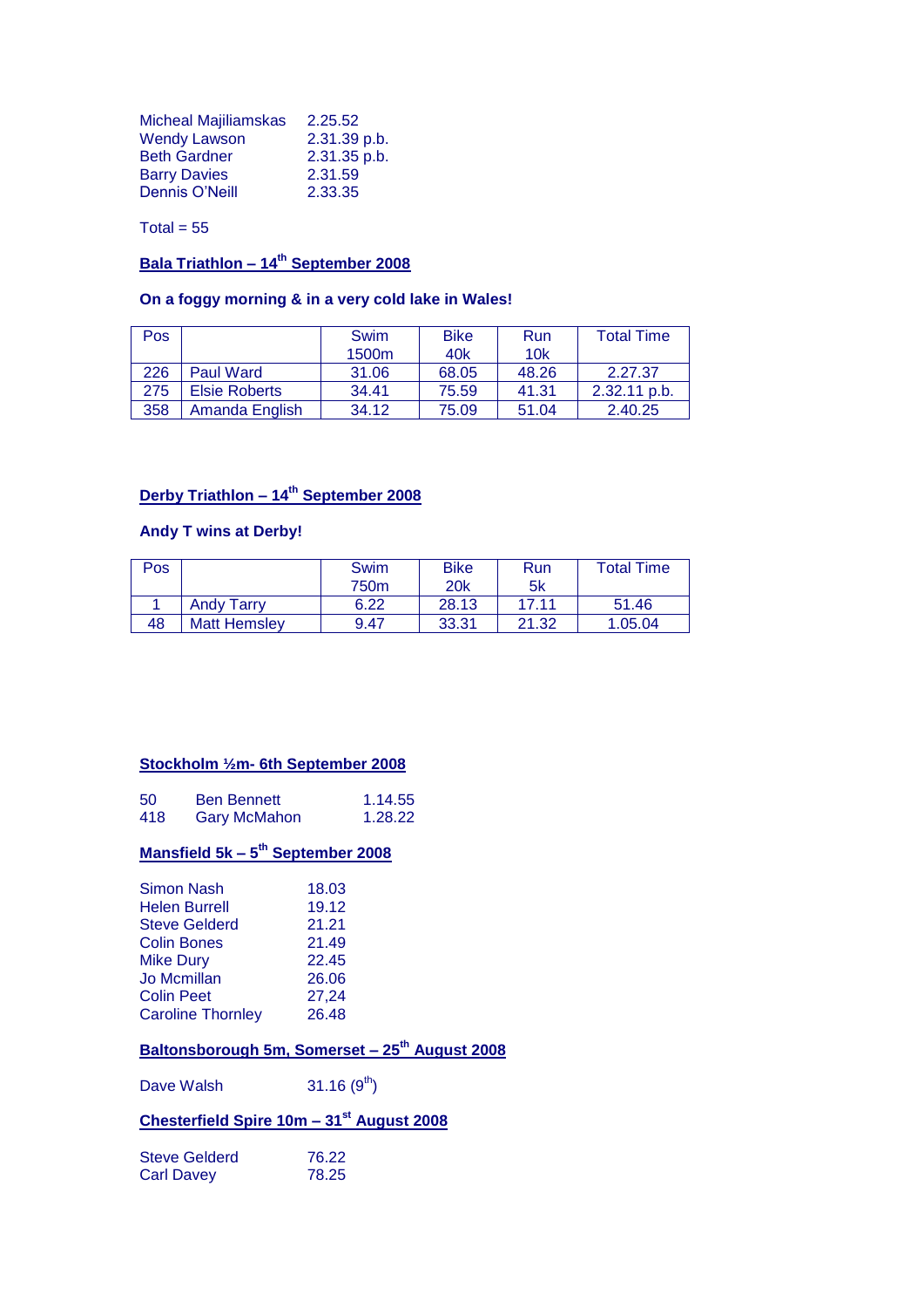| | |
|---|---|
| Micheal Majiliamskas | 2.25.52 |
| Wendy Lawson | 2.31.39 p.b. |
| Beth Gardner | 2.31.35 p.b. |
| Barry Davies | 2.31.59 |
| Dennis O'Neill | 2.33.35 |

Total = 55

## Bala Triathlon – 14th September 2008

**On a foggy morning & in a very cold lake in Wales!**

| Pos | | Swim 1500m | Bike 40k | Run 10k | Total Time |
|---|---|---|---|---|---|
| 226 | Paul Ward | 31.06 | 68.05 | 48.26 | 2.27.37 |
| 275 | Elsie Roberts | 34.41 | 75.59 | 41.31 | 2.32.11 p.b. |
| 358 | Amanda English | 34.12 | 75.09 | 51.04 | 2.40.25 |

## Derby Triathlon – 14th September 2008

**Andy T wins at Derby!**

| Pos | | Swim 750m | Bike 20k | Run 5k | Total Time |
|---|---|---|---|---|---|
| 1 | Andy Tarry | 6.22 | 28.13 | 17.11 | 51.46 |
| 48 | Matt Hemsley | 9.47 | 33.31 | 21.32 | 1.05.04 |

## Stockholm ½m- 6th September 2008

| | | |
|---|---|---|
| 50 | Ben Bennett | 1.14.55 |
| 418 | Gary McMahon | 1.28.22 |

## Mansfield 5k – 5th September 2008

| | |
|---|---|
| Simon Nash | 18.03 |
| Helen Burrell | 19.12 |
| Steve Gelderd | 21.21 |
| Colin Bones | 21.49 |
| Mike Dury | 22.45 |
| Jo Mcmillan | 26.06 |
| Colin Peet | 27,24 |
| Caroline Thornley | 26.48 |

## Baltonsborough 5m, Somerset – 25th August 2008

Dave Walsh 31.16 (9th)

## Chesterfield Spire 10m – 31st August 2008

| | |
|---|---|
| Steve Gelderd | 76.22 |
| Carl Davey | 78.25 |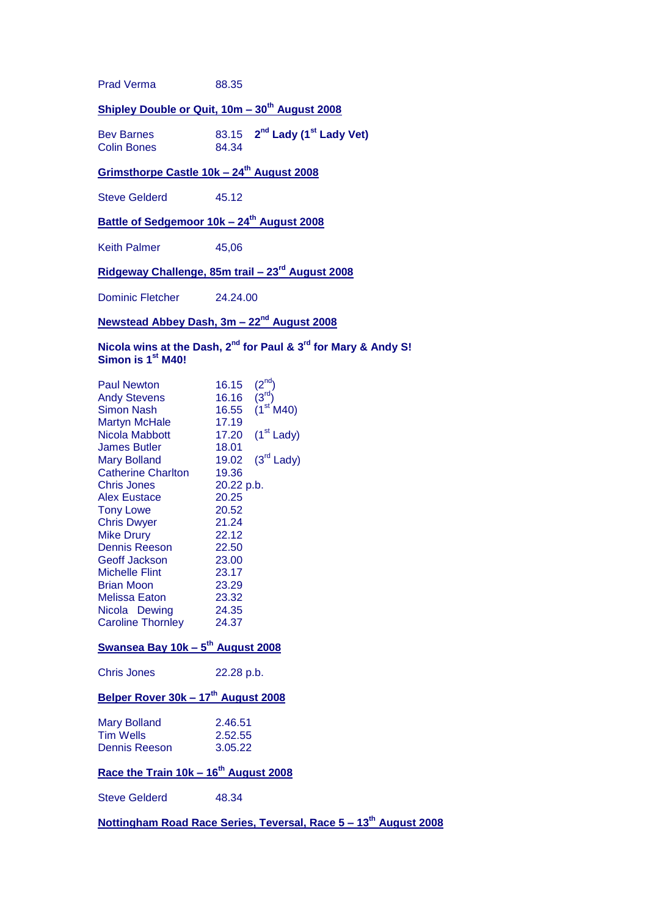| | |
|---|---|
| Prad Verma | 88.35 |

**Shipley Double or Quit, 10m – 30th August 2008**

| | | |
|---|---|---|
| Bev Barnes | 83.15 | **2nd Lady (1st Lady Vet)** |
| Colin Bones | 84.34 | |

**Grimsthorpe Castle 10k – 24th August 2008**

| | |
|---|---|
| Steve Gelderd | 45.12 |

**Battle of Sedgemoor 10k – 24th August 2008**

| | |
|---|---|
| Keith Palmer | 45,06 |

**Ridgeway Challenge, 85m trail – 23rd August 2008**

| | |
|---|---|
| Dominic Fletcher | 24.24.00 |

**Newstead Abbey Dash, 3m – 22nd August 2008**

**Nicola wins at the Dash, 2nd for Paul & 3rd for Mary & Andy S! Simon is 1st M40!**

| | | |
|---|---|---|
| Paul Newton | 16.15 | (2nd) |
| Andy Stevens | 16.16 | (3rd) |
| Simon Nash | 16.55 | (1st M40) |
| Martyn McHale | 17.19 | |
| Nicola Mabbott | 17.20 | (1st Lady) |
| James Butler | 18.01 | |
| Mary Bolland | 19.02 | (3rd Lady) |
| Catherine Charlton | 19.36 | |
| Chris Jones | 20.22 p.b. | |
| Alex Eustace | 20.25 | |
| Tony Lowe | 20.52 | |
| Chris Dwyer | 21.24 | |
| Mike Drury | 22.12 | |
| Dennis Reeson | 22.50 | |
| Geoff Jackson | 23.00 | |
| Michelle Flint | 23.17 | |
| Brian Moon | 23.29 | |
| Melissa Eaton | 23.32 | |
| Nicola Dewing | 24.35 | |
| Caroline Thornley | 24.37 | |

**Swansea Bay 10k – 5th August 2008**

| | |
|---|---|
| Chris Jones | 22.28 p.b. |

**Belper Rover 30k – 17th August 2008**

| | |
|---|---|
| Mary Bolland | 2.46.51 |
| Tim Wells | 2.52.55 |
| Dennis Reeson | 3.05.22 |

**Race the Train 10k – 16th August 2008**

| | |
|---|---|
| Steve Gelderd | 48.34 |

**Nottingham Road Race Series, Teversal, Race 5 – 13th August 2008**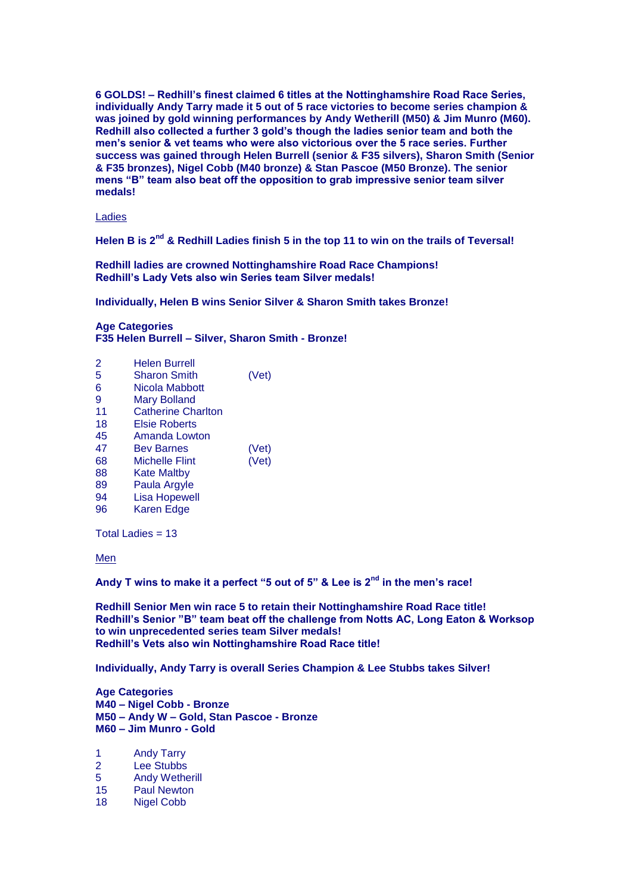**6 GOLDS! – Redhill's finest claimed 6 titles at the Nottinghamshire Road Race Series, individually Andy Tarry made it 5 out of 5 race victories to become series champion & was joined by gold winning performances by Andy Wetherill (M50) & Jim Munro (M60). Redhill also collected a further 3 gold's though the ladies senior team and both the men's senior & vet teams who were also victorious over the 5 race series. Further success was gained through Helen Burrell (senior & F35 silvers), Sharon Smith (Senior & F35 bronzes), Nigel Cobb (M40 bronze) & Stan Pascoe (M50 Bronze). The senior mens "B" team also beat off the opposition to grab impressive senior team silver medals!**

<u>Ladies</u>

**Helen B is 2nd & Redhill Ladies finish 5 in the top 11 to win on the trails of Teversal!**

**Redhill ladies are crowned Nottinghamshire Road Race Champions!**
**Redhill's Lady Vets also win Series team Silver medals!**

**Individually, Helen B wins Senior Silver & Sharon Smith takes Bronze!**

**Age Categories**
**F35 Helen Burrell – Silver, Sharon Smith - Bronze!**

| | | |
|---|---|---|
| 2 | Helen Burrell | |
| 5 | Sharon Smith | (Vet) |
| 6 | Nicola Mabbott | |
| 9 | Mary Bolland | |
| 11 | Catherine Charlton | |
| 18 | Elsie Roberts | |
| 45 | Amanda Lowton | |
| 47 | Bev Barnes | (Vet) |
| 68 | Michelle Flint | (Vet) |
| 88 | Kate Maltby | |
| 89 | Paula Argyle | |
| 94 | Lisa Hopewell | |
| 96 | Karen Edge | |

Total Ladies = 13

<u>Men</u>

**Andy T wins to make it a perfect "5 out of 5" & Lee is 2nd in the men's race!**

**Redhill Senior Men win race 5 to retain their Nottinghamshire Road Race title!**
**Redhill's Senior "B" team beat off the challenge from Notts AC, Long Eaton & Worksop to win unprecedented series team Silver medals!**
**Redhill's Vets also win Nottinghamshire Road Race title!**

**Individually, Andy Tarry is overall Series Champion & Lee Stubbs takes Silver!**

**Age Categories**
**M40 – Nigel Cobb - Bronze**
**M50 – Andy W – Gold, Stan Pascoe - Bronze**
**M60 – Jim Munro - Gold**

| | |
|---|---|
| 1 | Andy Tarry |
| 2 | Lee Stubbs |
| 5 | Andy Wetherill |
| 15 | Paul Newton |
| 18 | Nigel Cobb |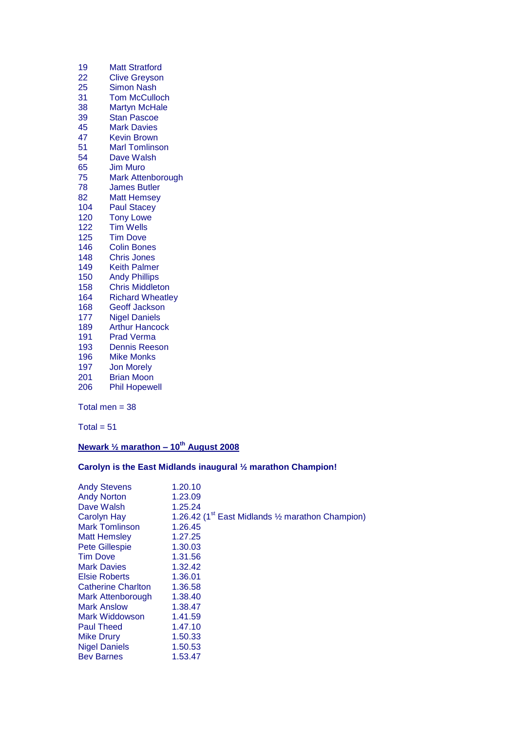| | |
|---|---|
| 19 | Matt Stratford |
| 22 | Clive Greyson |
| 25 | Simon Nash |
| 31 | Tom McCulloch |
| 38 | Martyn McHale |
| 39 | Stan Pascoe |
| 45 | Mark Davies |
| 47 | Kevin Brown |
| 51 | Marl Tomlinson |
| 54 | Dave Walsh |
| 65 | Jim Muro |
| 75 | Mark Attenborough |
| 78 | James Butler |
| 82 | Matt Hemsey |
| 104 | Paul Stacey |
| 120 | Tony Lowe |
| 122 | Tim Wells |
| 125 | Tim Dove |
| 146 | Colin Bones |
| 148 | Chris Jones |
| 149 | Keith Palmer |
| 150 | Andy Phillips |
| 158 | Chris Middleton |
| 164 | Richard Wheatley |
| 168 | Geoff Jackson |
| 177 | Nigel Daniels |
| 189 | Arthur Hancock |
| 191 | Prad Verma |
| 193 | Dennis Reeson |
| 196 | Mike Monks |
| 197 | Jon Morely |
| 201 | Brian Moon |
| 206 | Phil Hopewell |

Total men = 38

Total = 51

## Newark ½ marathon – 10th August 2008

**Carolyn is the East Midlands inaugural ½ marathon Champion!**

| | |
|---|---|
| Andy Stevens | 1.20.10 |
| Andy Norton | 1.23.09 |
| Dave Walsh | 1.25.24 |
| Carolyn Hay | 1.26.42 (1st East Midlands ½ marathon Champion) |
| Mark Tomlinson | 1.26.45 |
| Matt Hemsley | 1.27.25 |
| Pete Gillespie | 1.30.03 |
| Tim Dove | 1.31.56 |
| Mark Davies | 1.32.42 |
| Elsie Roberts | 1.36.01 |
| Catherine Charlton | 1.36.58 |
| Mark Attenborough | 1.38.40 |
| Mark Anslow | 1.38.47 |
| Mark Widdowson | 1.41.59 |
| Paul Theed | 1.47.10 |
| Mike Drury | 1.50.33 |
| Nigel Daniels | 1.50.53 |
| Bev Barnes | 1.53.47 |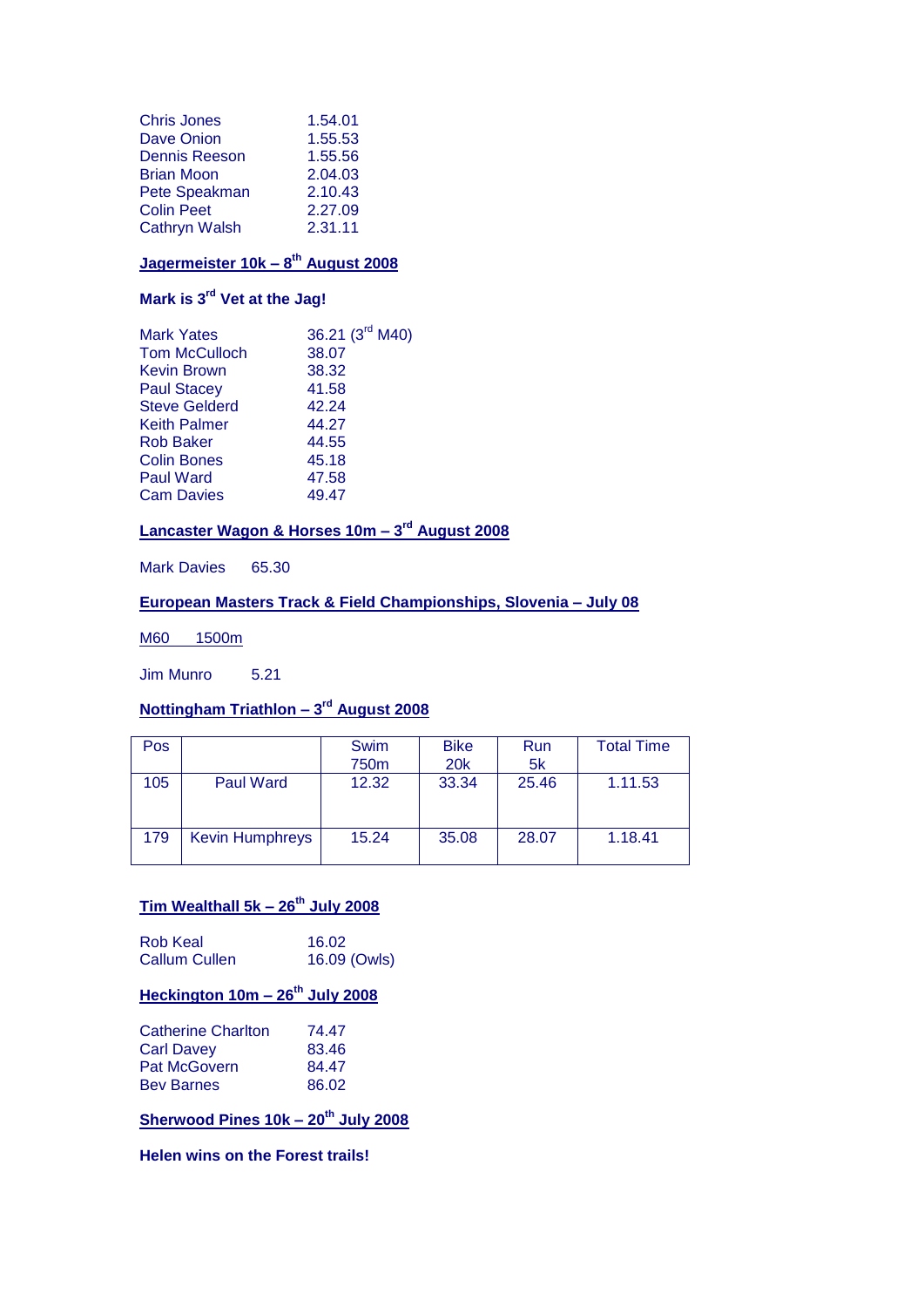Chris Jones 1.54.01
Dave Onion 1.55.53
Dennis Reeson 1.55.56
Brian Moon 2.04.03
Pete Speakman 2.10.43
Colin Peet 2.27.09
Cathryn Walsh 2.31.11

## Jagermeister 10k – 8th August 2008

**Mark is 3rd Vet at the Jag!**

Mark Yates 36.21 (3rd M40)
Tom McCulloch 38.07
Kevin Brown 38.32
Paul Stacey 41.58
Steve Gelderd 42.24
Keith Palmer 44.27
Rob Baker 44.55
Colin Bones 45.18
Paul Ward 47.58
Cam Davies 49.47

## Lancaster Wagon & Horses 10m – 3rd August 2008

Mark Davies 65.30

## European Masters Track & Field Championships, Slovenia – July 08

M60 1500m

Jim Munro 5.21

## Nottingham Triathlon – 3rd August 2008

| Pos | | Swim 750m | Bike 20k | Run 5k | Total Time |
|---|---|---|---|---|---|
| 105 | Paul Ward | 12.32 | 33.34 | 25.46 | 1.11.53 |
| 179 | Kevin Humphreys | 15.24 | 35.08 | 28.07 | 1.18.41 |

## Tim Wealthall 5k – 26th July 2008

Rob Keal 16.02
Callum Cullen 16.09 (Owls)

## Heckington 10m – 26th July 2008

Catherine Charlton 74.47
Carl Davey 83.46
Pat McGovern 84.47
Bev Barnes 86.02

## Sherwood Pines 10k – 20th July 2008

**Helen wins on the Forest trails!**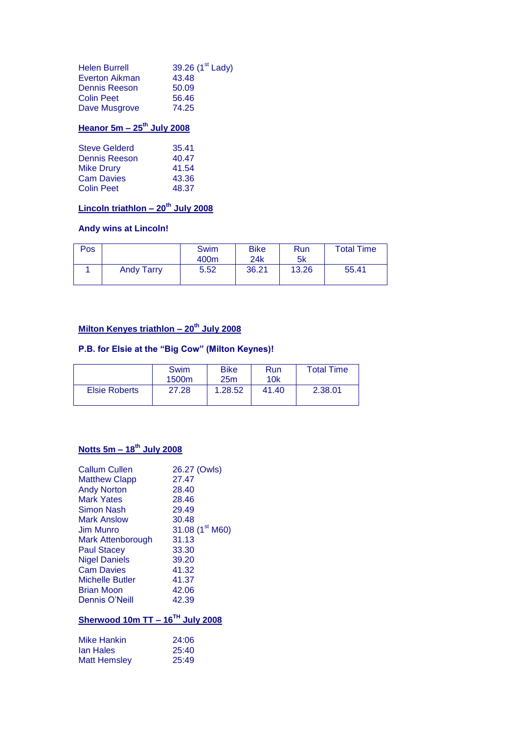Helen Burrell 39.26 (1st Lady)
Everton Aikman 43.48
Dennis Reeson 50.09
Colin Peet 56.46
Dave Musgrove 74.25

## Heanor 5m – 25th July 2008

Steve Gelderd 35.41
Dennis Reeson 40.47
Mike Drury 41.54
Cam Davies 43.36
Colin Peet 48.37

## Lincoln triathlon – 20th July 2008

**Andy wins at Lincoln!**

| Pos | | Swim 400m | Bike 24k | Run 5k | Total Time |
|---|---|---|---|---|---|
| 1 | Andy Tarry | 5.52 | 36.21 | 13.26 | 55.41 |

## Milton Kenyes triathlon – 20th July 2008

**P.B. for Elsie at the "Big Cow" (Milton Keynes)!**

| | Swim 1500m | Bike 25m | Run 10k | Total Time |
|---|---|---|---|---|
| Elsie Roberts | 27.28 | 1.28.52 | 41.40 | 2.38.01 |

## Notts 5m – 18th July 2008

Callum Cullen 26.27 (Owls)
Matthew Clapp 27.47
Andy Norton 28.40
Mark Yates 28.46
Simon Nash 29.49
Mark Anslow 30.48
Jim Munro 31.08 (1st M60)
Mark Attenborough 31.13
Paul Stacey 33.30
Nigel Daniels 39.20
Cam Davies 41.32
Michelle Butler 41.37
Brian Moon 42.06
Dennis O'Neill 42.39

## Sherwood 10m TT – 16TH July 2008

Mike Hankin 24:06
Ian Hales 25:40
Matt Hemsley 25:49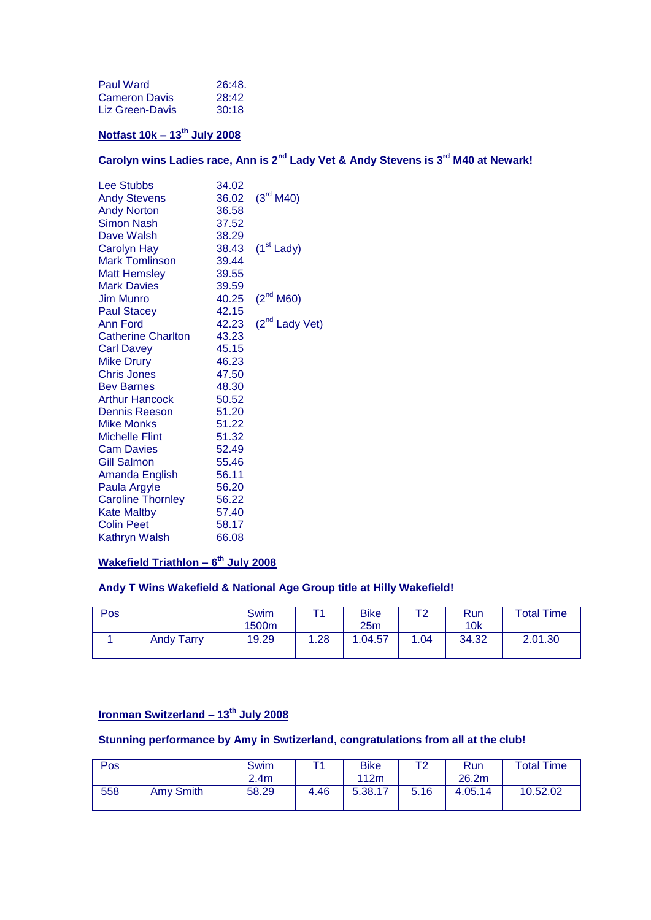| | |
|---|---|
| Paul Ward | 26:48. |
| Cameron Davis | 28:42 |
| Liz Green-Davis | 30:18 |

## Notfast 10k – 13th July 2008

**Carolyn wins Ladies race, Ann is 2nd Lady Vet & Andy Stevens is 3rd M40 at Newark!**

| | | |
|---|---|---|
| Lee Stubbs | 34.02 | |
| Andy Stevens | 36.02 | (3rd M40) |
| Andy Norton | 36.58 | |
| Simon Nash | 37.52 | |
| Dave Walsh | 38.29 | |
| Carolyn Hay | 38.43 | (1st Lady) |
| Mark Tomlinson | 39.44 | |
| Matt Hemsley | 39.55 | |
| Mark Davies | 39.59 | |
| Jim Munro | 40.25 | (2nd M60) |
| Paul Stacey | 42.15 | |
| Ann Ford | 42.23 | (2nd Lady Vet) |
| Catherine Charlton | 43.23 | |
| Carl Davey | 45.15 | |
| Mike Drury | 46.23 | |
| Chris Jones | 47.50 | |
| Bev Barnes | 48.30 | |
| Arthur Hancock | 50.52 | |
| Dennis Reeson | 51.20 | |
| Mike Monks | 51.22 | |
| Michelle Flint | 51.32 | |
| Cam Davies | 52.49 | |
| Gill Salmon | 55.46 | |
| Amanda English | 56.11 | |
| Paula Argyle | 56.20 | |
| Caroline Thornley | 56.22 | |
| Kate Maltby | 57.40 | |
| Colin Peet | 58.17 | |
| Kathryn Walsh | 66.08 | |

## Wakefield Triathlon – 6th July 2008

**Andy T Wins Wakefield & National Age Group title at Hilly Wakefield!**

| Pos | | Swim 1500m | T1 | Bike 25m | T2 | Run 10k | Total Time |
|---|---|---|---|---|---|---|---|
| 1 | Andy Tarry | 19.29 | 1.28 | 1.04.57 | 1.04 | 34.32 | 2.01.30 |

## Ironman Switzerland – 13th July 2008

**Stunning performance by Amy in Swtizerland, congratulations from all at the club!**

| Pos | | Swim 2.4m | T1 | Bike 112m | T2 | Run 26.2m | Total Time |
|---|---|---|---|---|---|---|---|
| 558 | Amy Smith | 58.29 | 4.46 | 5.38.17 | 5.16 | 4.05.14 | 10.52.02 |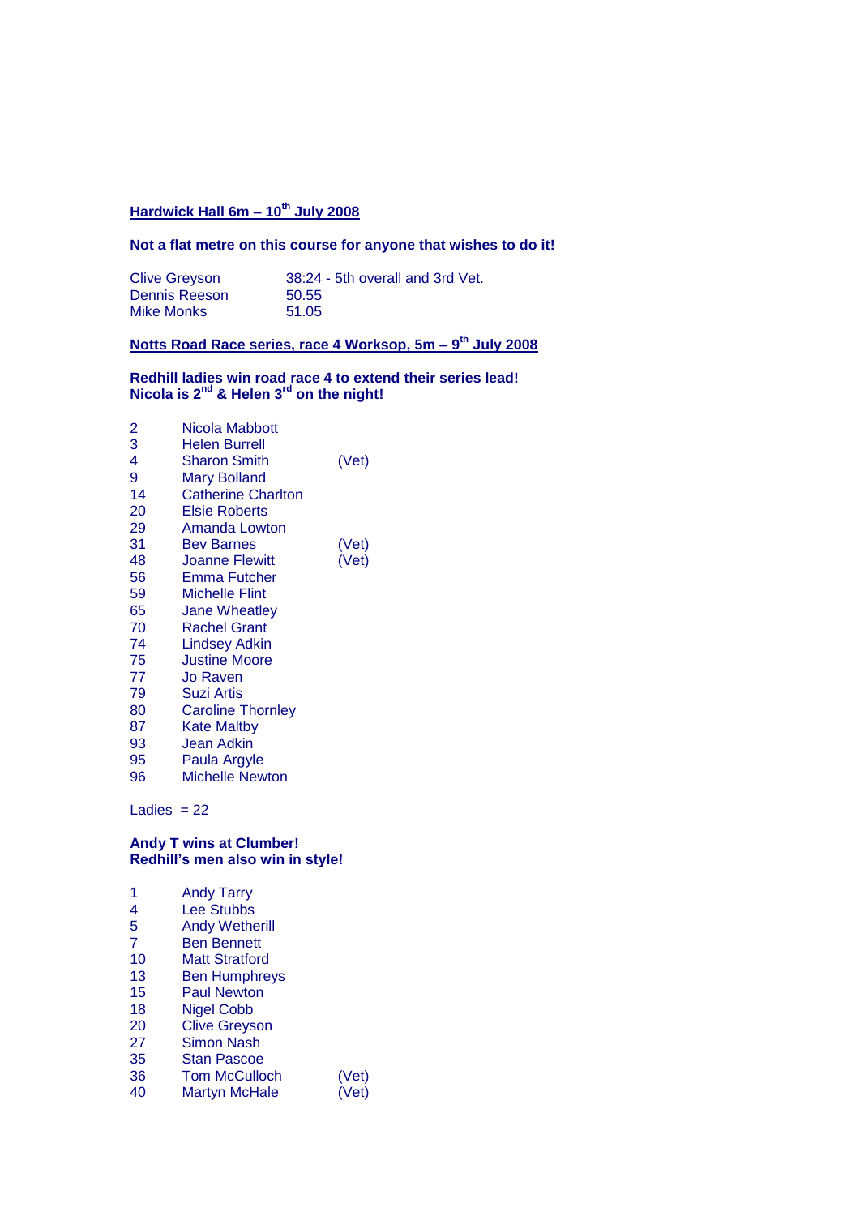**Hardwick Hall 6m – 10th July 2008**

**Not a flat metre on this course for anyone that wishes to do it!**

| | |
|---|---|
| Clive Greyson | 38:24 - 5th overall and 3rd Vet. |
| Dennis Reeson | 50.55 |
| Mike Monks | 51.05 |

**Notts Road Race series, race 4 Worksop, 5m – 9th July 2008**

**Redhill ladies win road race 4 to extend their series lead!**
**Nicola is 2nd & Helen 3rd on the night!**

| | | |
|---|---|---|
| 2 | Nicola Mabbott | |
| 3 | Helen Burrell | |
| 4 | Sharon Smith | (Vet) |
| 9 | Mary Bolland | |
| 14 | Catherine Charlton | |
| 20 | Elsie Roberts | |
| 29 | Amanda Lowton | |
| 31 | Bev Barnes | (Vet) |
| 48 | Joanne Flewitt | (Vet) |
| 56 | Emma Futcher | |
| 59 | Michelle Flint | |
| 65 | Jane Wheatley | |
| 70 | Rachel Grant | |
| 74 | Lindsey Adkin | |
| 75 | Justine Moore | |
| 77 | Jo Raven | |
| 79 | Suzi Artis | |
| 80 | Caroline Thornley | |
| 87 | Kate Maltby | |
| 93 | Jean Adkin | |
| 95 | Paula Argyle | |
| 96 | Michelle Newton | |

Ladies = 22

**Andy T wins at Clumber!**
**Redhill's men also win in style!**

| | | |
|---|---|---|
| 1 | Andy Tarry | |
| 4 | Lee Stubbs | |
| 5 | Andy Wetherill | |
| 7 | Ben Bennett | |
| 10 | Matt Stratford | |
| 13 | Ben Humphreys | |
| 15 | Paul Newton | |
| 18 | Nigel Cobb | |
| 20 | Clive Greyson | |
| 27 | Simon Nash | |
| 35 | Stan Pascoe | |
| 36 | Tom McCulloch | (Vet) |
| 40 | Martyn McHale | (Vet) |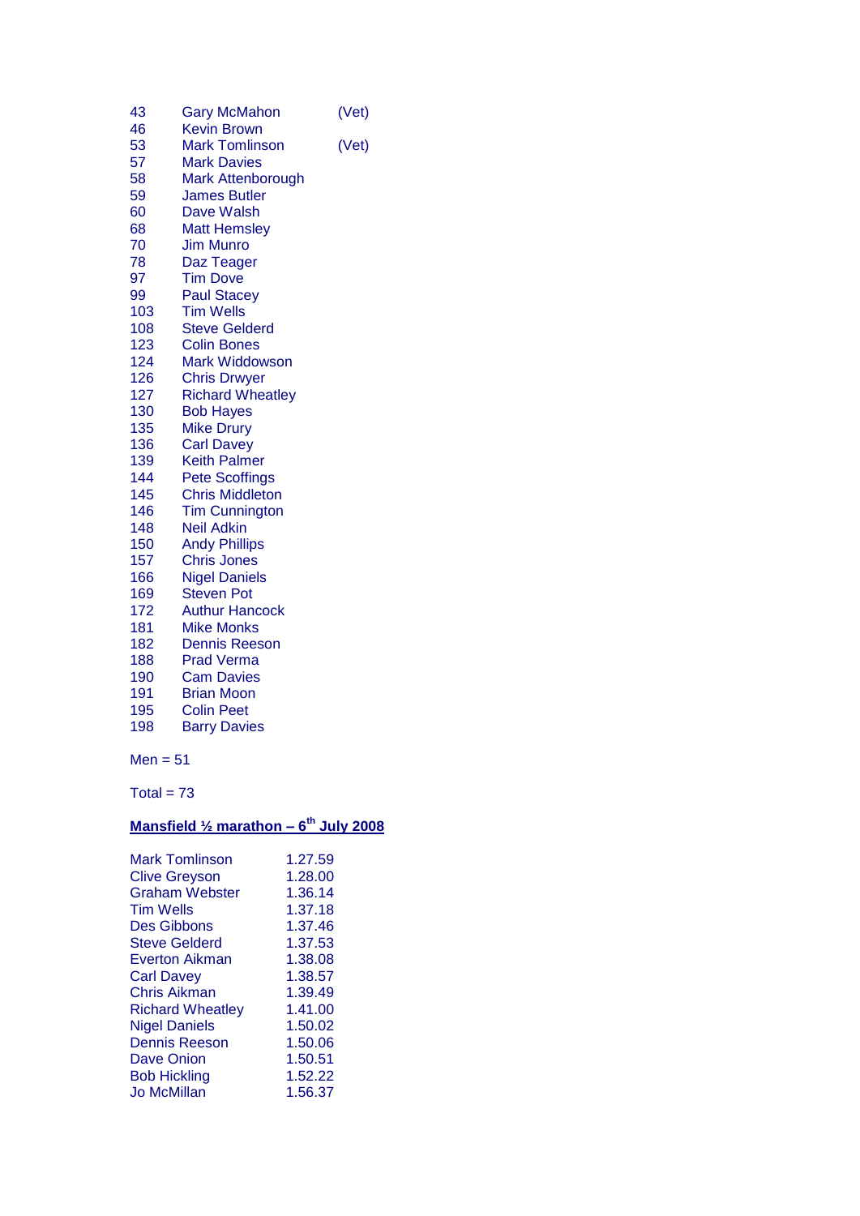| | | |
|---|---|---|
| 43 | Gary McMahon | (Vet) |
| 46 | Kevin Brown | |
| 53 | Mark Tomlinson | (Vet) |
| 57 | Mark Davies | |
| 58 | Mark Attenborough | |
| 59 | James Butler | |
| 60 | Dave Walsh | |
| 68 | Matt Hemsley | |
| 70 | Jim Munro | |
| 78 | Daz Teager | |
| 97 | Tim Dove | |
| 99 | Paul Stacey | |
| 103 | Tim Wells | |
| 108 | Steve Gelderd | |
| 123 | Colin Bones | |
| 124 | Mark Widdowson | |
| 126 | Chris Drwyer | |
| 127 | Richard Wheatley | |
| 130 | Bob Hayes | |
| 135 | Mike Drury | |
| 136 | Carl Davey | |
| 139 | Keith Palmer | |
| 144 | Pete Scoffings | |
| 145 | Chris Middleton | |
| 146 | Tim Cunnington | |
| 148 | Neil Adkin | |
| 150 | Andy Phillips | |
| 157 | Chris Jones | |
| 166 | Nigel Daniels | |
| 169 | Steven Pot | |
| 172 | Authur Hancock | |
| 181 | Mike Monks | |
| 182 | Dennis Reeson | |
| 188 | Prad Verma | |
| 190 | Cam Davies | |
| 191 | Brian Moon | |
| 195 | Colin Peet | |
| 198 | Barry Davies | |

Men = 51

Total = 73

**Mansfield ½ marathon – 6th July 2008**

| | |
|---|---|
| Mark Tomlinson | 1.27.59 |
| Clive Greyson | 1.28.00 |
| Graham Webster | 1.36.14 |
| Tim Wells | 1.37.18 |
| Des Gibbons | 1.37.46 |
| Steve Gelderd | 1.37.53 |
| Everton Aikman | 1.38.08 |
| Carl Davey | 1.38.57 |
| Chris Aikman | 1.39.49 |
| Richard Wheatley | 1.41.00 |
| Nigel Daniels | 1.50.02 |
| Dennis Reeson | 1.50.06 |
| Dave Onion | 1.50.51 |
| Bob Hickling | 1.52.22 |
| Jo McMillan | 1.56.37 |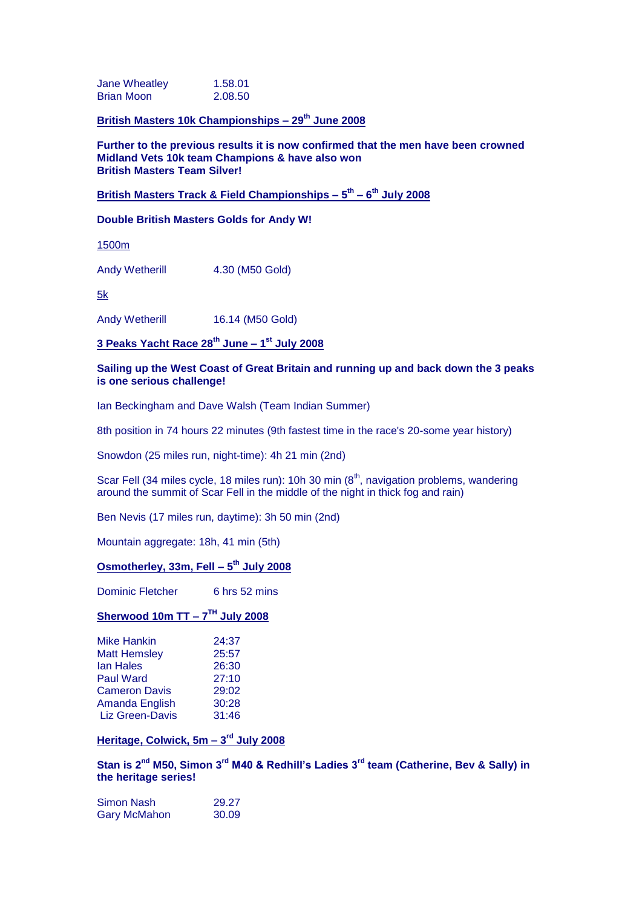| | |
|---|---|
| Jane Wheatley | 1.58.01 |
| Brian Moon | 2.08.50 |

**British Masters 10k Championships – 29th June 2008**

**Further to the previous results it is now confirmed that the men have been crowned Midland Vets 10k team Champions & have also won British Masters Team Silver!**

**British Masters Track & Field Championships – 5th – 6th July 2008**

**Double British Masters Golds for Andy W!**

1500m

Andy Wetherill 4.30 (M50 Gold)

5k

Andy Wetherill 16.14 (M50 Gold)

**3 Peaks Yacht Race 28th June – 1st July 2008**

**Sailing up the West Coast of Great Britain and running up and back down the 3 peaks is one serious challenge!**

Ian Beckingham and Dave Walsh (Team Indian Summer)

8th position in 74 hours 22 minutes (9th fastest time in the race's 20-some year history)

Snowdon (25 miles run, night-time): 4h 21 min (2nd)

Scar Fell (34 miles cycle, 18 miles run): 10h 30 min (8th, navigation problems, wandering around the summit of Scar Fell in the middle of the night in thick fog and rain)

Ben Nevis (17 miles run, daytime): 3h 50 min (2nd)

Mountain aggregate: 18h, 41 min (5th)

**Osmotherley, 33m, Fell – 5th July 2008**

Dominic Fletcher 6 hrs 52 mins

**Sherwood 10m TT – 7TH July 2008**

| | |
|---|---|
| Mike Hankin | 24:37 |
| Matt Hemsley | 25:57 |
| Ian Hales | 26:30 |
| Paul Ward | 27:10 |
| Cameron Davis | 29:02 |
| Amanda English | 30:28 |
| Liz Green-Davis | 31:46 |

**Heritage, Colwick, 5m – 3rd July 2008**

**Stan is 2nd M50, Simon 3rd M40 & Redhill's Ladies 3rd team (Catherine, Bev & Sally) in the heritage series!**

| | |
|---|---|
| Simon Nash | 29.27 |
| Gary McMahon | 30.09 |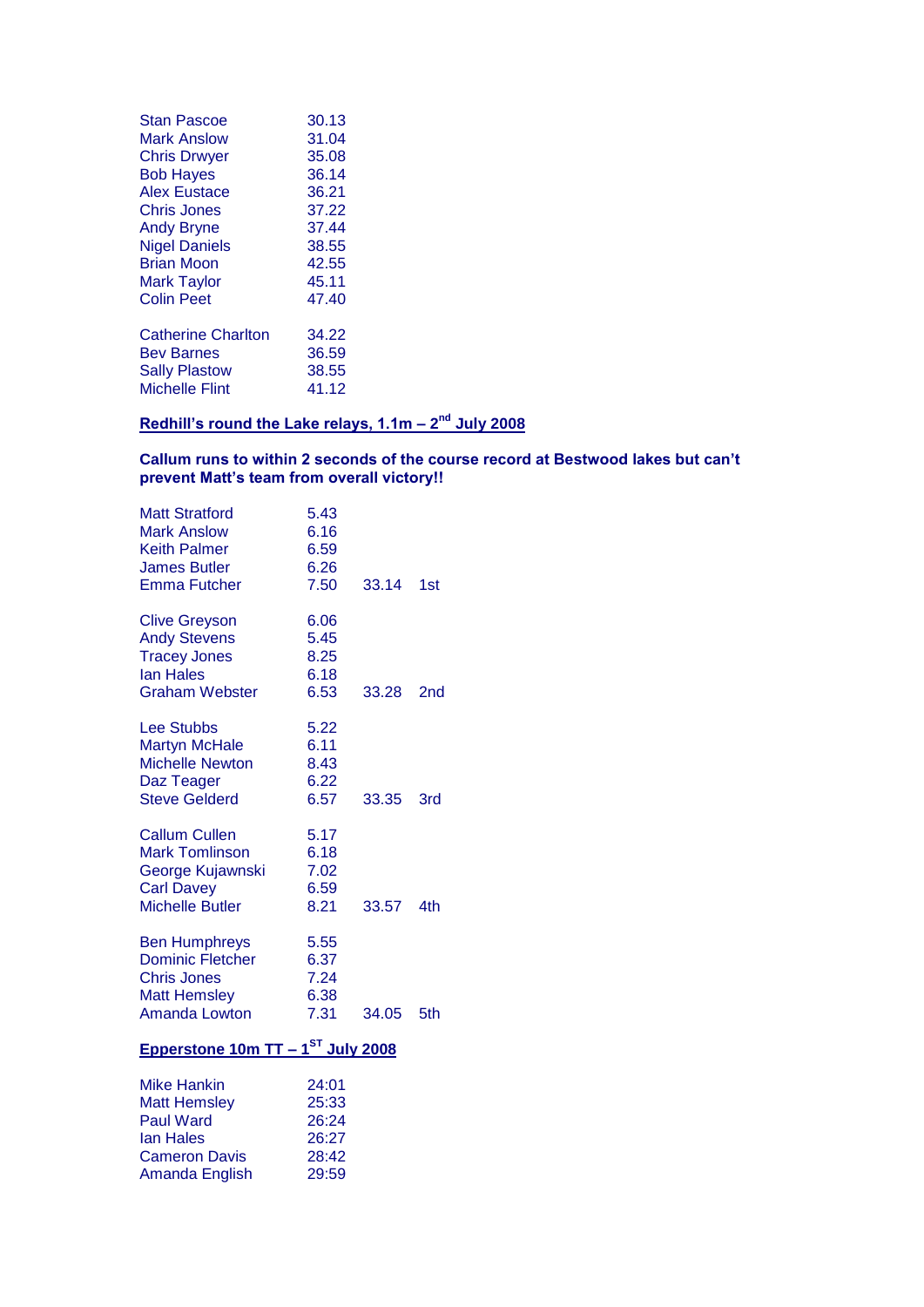| | |
|---|---|
| Stan Pascoe | 30.13 |
| Mark Anslow | 31.04 |
| Chris Drwyer | 35.08 |
| Bob Hayes | 36.14 |
| Alex Eustace | 36.21 |
| Chris Jones | 37.22 |
| Andy Bryne | 37.44 |
| Nigel Daniels | 38.55 |
| Brian Moon | 42.55 |
| Mark Taylor | 45.11 |
| Colin Peet | 47.40 |

| | |
|---|---|
| Catherine Charlton | 34.22 |
| Bev Barnes | 36.59 |
| Sally Plastow | 38.55 |
| Michelle Flint | 41.12 |

**Redhill's round the Lake relays, 1.1m – 2nd July 2008**

**Callum runs to within 2 seconds of the course record at Bestwood lakes but can't prevent Matt's team from overall victory!!**

| | | | |
|---|---|---|---|
| Matt Stratford | 5.43 | | |
| Mark Anslow | 6.16 | | |
| Keith Palmer | 6.59 | | |
| James Butler | 6.26 | | |
| Emma Futcher | 7.50 | 33.14 | 1st |
| | | | |
| Clive Greyson | 6.06 | | |
| Andy Stevens | 5.45 | | |
| Tracey Jones | 8.25 | | |
| Ian Hales | 6.18 | | |
| Graham Webster | 6.53 | 33.28 | 2nd |
| | | | |
| Lee Stubbs | 5.22 | | |
| Martyn McHale | 6.11 | | |
| Michelle Newton | 8.43 | | |
| Daz Teager | 6.22 | | |
| Steve Gelderd | 6.57 | 33.35 | 3rd |
| | | | |
| Callum Cullen | 5.17 | | |
| Mark Tomlinson | 6.18 | | |
| George Kujawnski | 7.02 | | |
| Carl Davey | 6.59 | | |
| Michelle Butler | 8.21 | 33.57 | 4th |
| | | | |
| Ben Humphreys | 5.55 | | |
| Dominic Fletcher | 6.37 | | |
| Chris Jones | 7.24 | | |
| Matt Hemsley | 6.38 | | |
| Amanda Lowton | 7.31 | 34.05 | 5th |

**Epperstone 10m TT – 1ST July 2008**

| | |
|---|---|
| Mike Hankin | 24:01 |
| Matt Hemsley | 25:33 |
| Paul Ward | 26:24 |
| Ian Hales | 26:27 |
| Cameron Davis | 28:42 |
| Amanda English | 29:59 |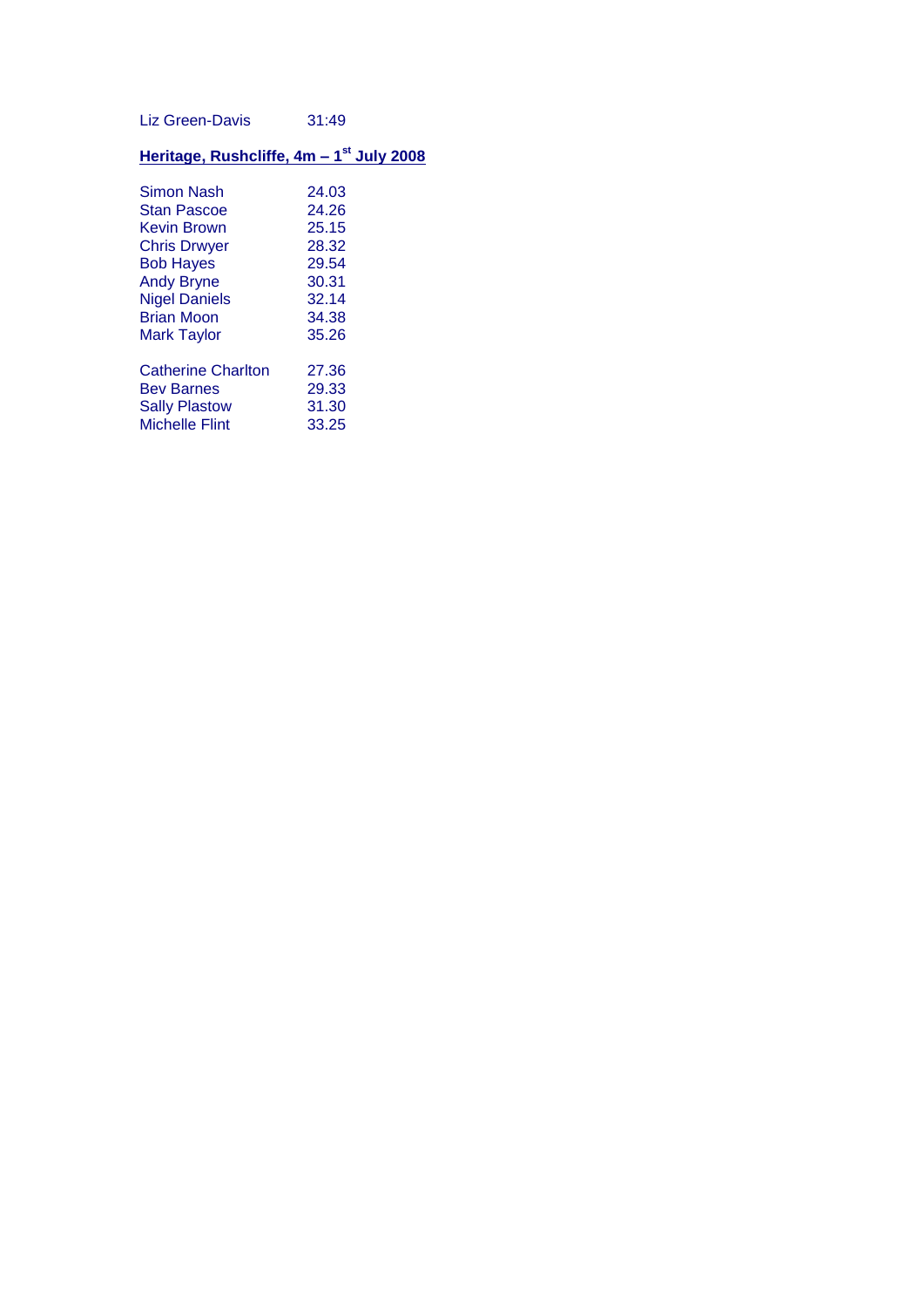| | |
|---|---|
| Liz Green-Davis | 31:49 |

**Heritage, Rushcliffe, 4m – 1st July 2008**

| | |
|---|---|
| Simon Nash | 24.03 |
| Stan Pascoe | 24.26 |
| Kevin Brown | 25.15 |
| Chris Drwyer | 28.32 |
| Bob Hayes | 29.54 |
| Andy Bryne | 30.31 |
| Nigel Daniels | 32.14 |
| Brian Moon | 34.38 |
| Mark Taylor | 35.26 |

| | |
|---|---|
| Catherine Charlton | 27.36 |
| Bev Barnes | 29.33 |
| Sally Plastow | 31.30 |
| Michelle Flint | 33.25 |